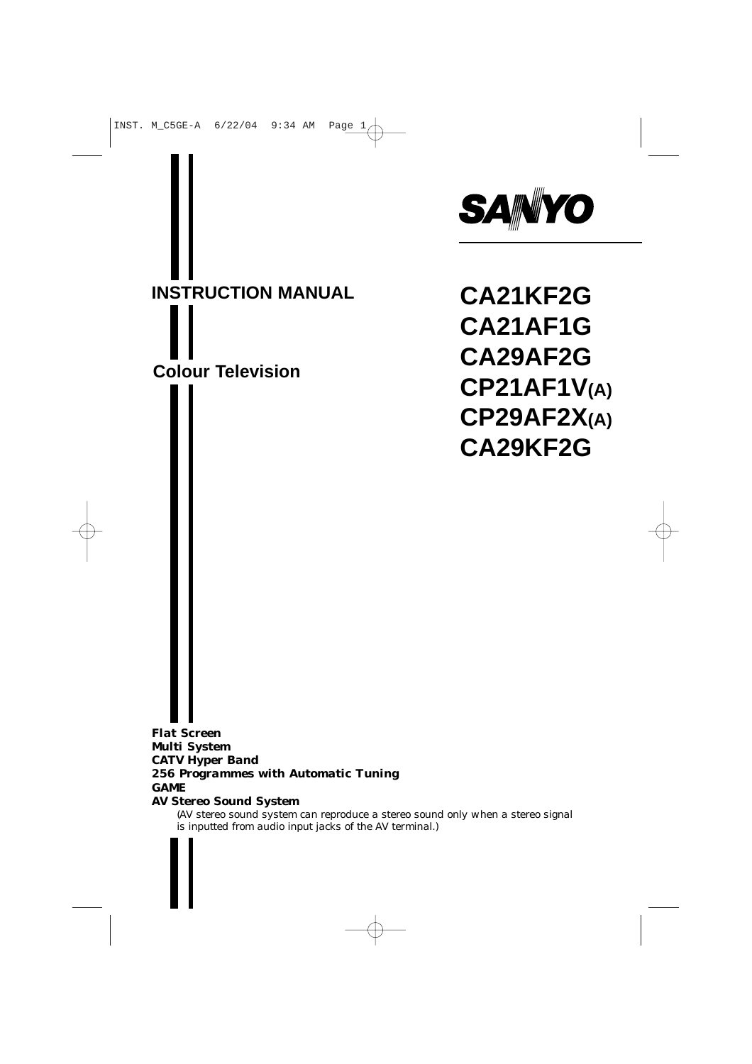SANYO

# INSTRUCTION MANUAL

## Colour Television

**CA21KF2G**
**CA21AF1G**
**CA29AF2G**
**CP21AF1V(A)**
**CP29AF2X(A)**
**CA29KF2G**

***Flat Screen***
***Multi System***
***CATV Hyper Band***
***256 Programmes with Automatic Tuning***
***GAME***
***AV Stereo Sound System***

*(AV stereo sound system can reproduce a stereo sound only when a stereo signal is inputted from audio input jacks of the AV terminal.)*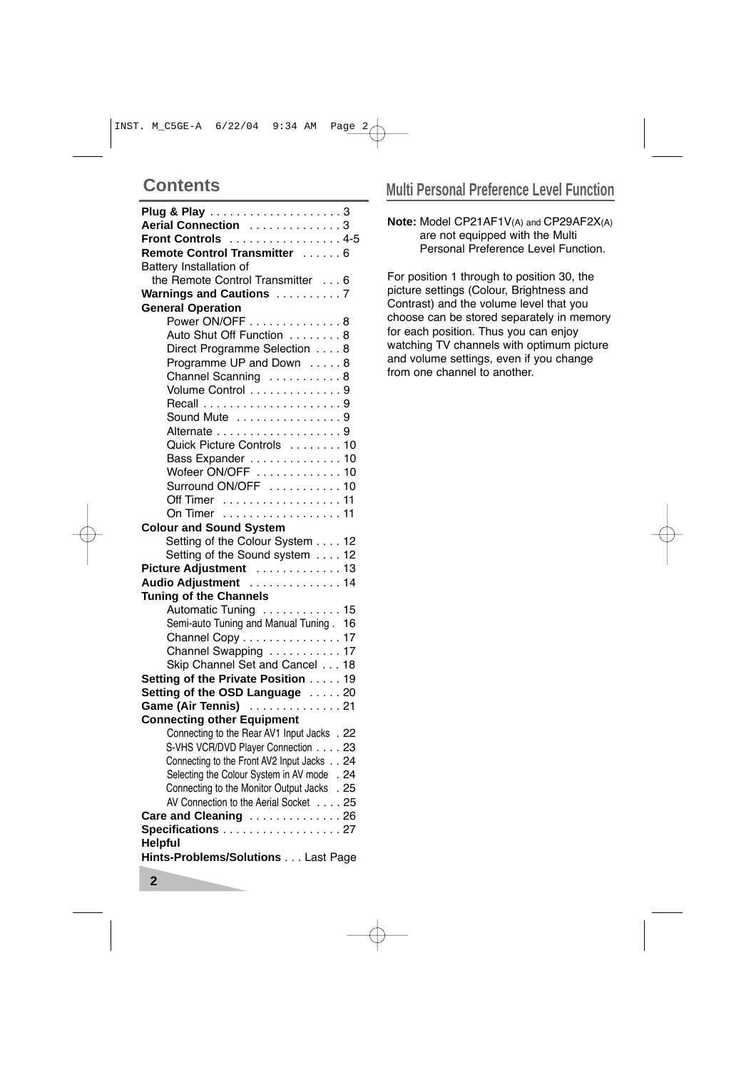# Contents

| | |
|---|---|
| **Plug & Play** | 3 |
| **Aerial Connection** | 3 |
| **Front Controls** | 4-5 |
| **Remote Control Transmitter** | 6 |
| Battery Installation of the Remote Control Transmitter | 6 |
| **Warnings and Cautions** | 7 |
| **General Operation** | |
| Power ON/OFF | 8 |
| Auto Shut Off Function | 8 |
| Direct Programme Selection | 8 |
| Programme UP and Down | 8 |
| Channel Scanning | 8 |
| Volume Control | 9 |
| Recall | 9 |
| Sound Mute | 9 |
| Alternate | 9 |
| Quick Picture Controls | 10 |
| Bass Expander | 10 |
| Wofeer ON/OFF | 10 |
| Surround ON/OFF | 10 |
| Off Timer | 11 |
| On Timer | 11 |
| **Colour and Sound System** | |
| Setting of the Colour System | 12 |
| Setting of the Sound system | 12 |
| **Picture Adjustment** | 13 |
| **Audio Adjustment** | 14 |
| **Tuning of the Channels** | |
| Automatic Tuning | 15 |
| Semi-auto Tuning and Manual Tuning | 16 |
| Channel Copy | 17 |
| Channel Swapping | 17 |
| Skip Channel Set and Cancel | 18 |
| **Setting of the Private Position** | 19 |
| **Setting of the OSD Language** | 20 |
| **Game (Air Tennis)** | 21 |
| **Connecting other Equipment** | |
| Connecting to the Rear AV1 Input Jacks | 22 |
| S-VHS VCR/DVD Player Connection | 23 |
| Connecting to the Front AV2 Input Jacks | 24 |
| Selecting the Colour System in AV mode | 24 |
| Connecting to the Monitor Output Jacks | 25 |
| AV Connection to the Aerial Socket | 25 |
| **Care and Cleaning** | 26 |
| **Specifications** | 27 |
| **Helpful Hints-Problems/Solutions** | Last Page |

## Multi Personal Preference Level Function

**Note:** Model CP21AF1V(A) and CP29AF2X(A) are not equipped with the Multi Personal Preference Level Function.

For position 1 through to position 30, the picture settings (Colour, Brightness and Contrast) and the volume level that you choose can be stored separately in memory for each position. Thus you can enjoy watching TV channels with optimum picture and volume settings, even if you change from one channel to another.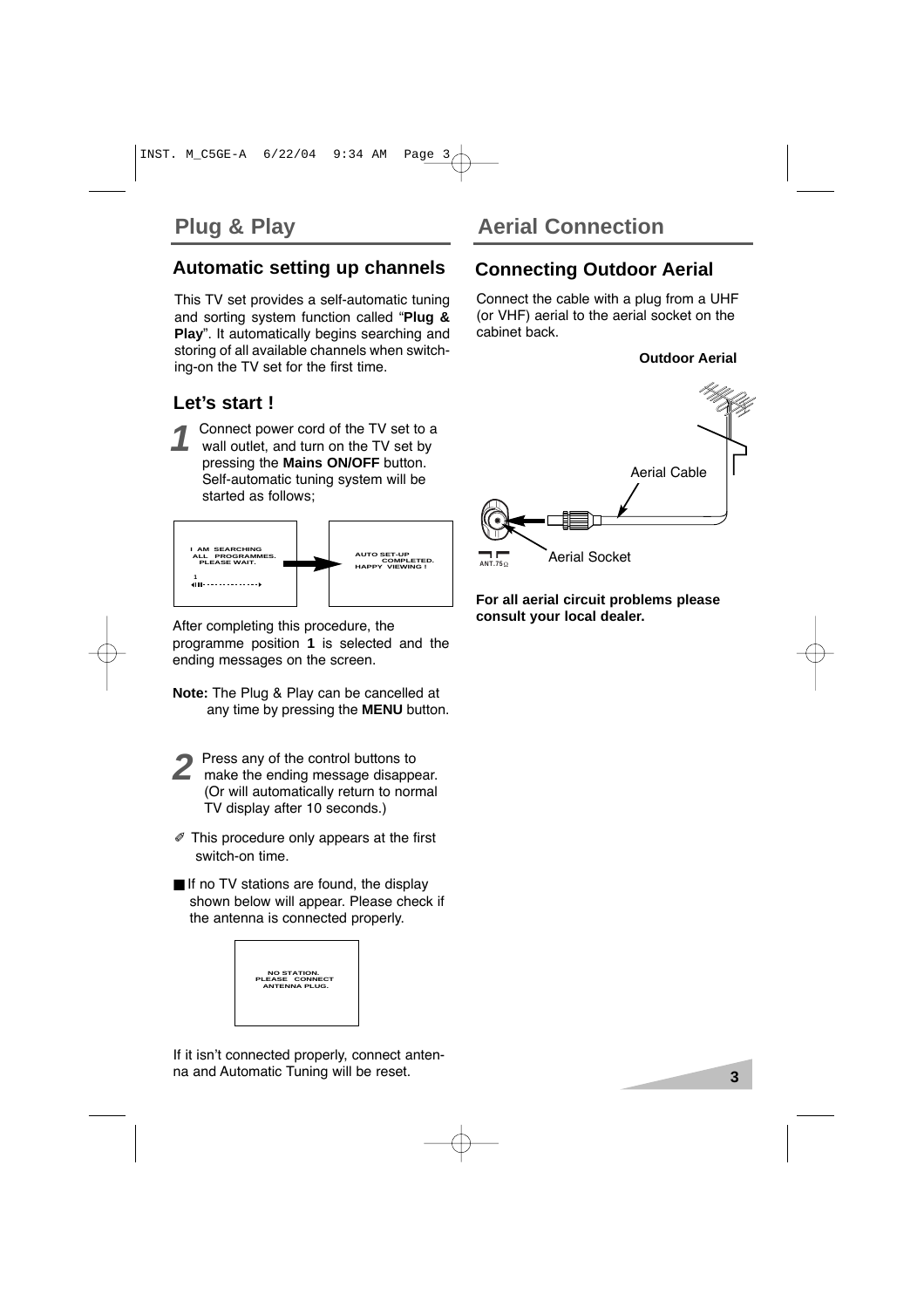# Plug & Play

## Automatic setting up channels

This TV set provides a self-automatic tuning and sorting system function called "**Plug & Play**". It automatically begins searching and storing of all available channels when switching-on the TV set for the first time.

## Let's start !

**1** Connect power cord of the TV set to a wall outlet, and turn on the TV set by pressing the **Mains ON/OFF** button. Self-automatic tuning system will be started as follows;

I AM SEARCHING ALL PROGRAMMES. PLEASE WAIT.

AUTO SET-UP COMPLETED. HAPPY VIEWING !

After completing this procedure, the programme position **1** is selected and the ending messages on the screen.

**Note:** The Plug & Play can be cancelled at any time by pressing the **MENU** button.

**2** Press any of the control buttons to make the ending message disappear. (Or will automatically return to normal TV display after 10 seconds.)

✐ This procedure only appears at the first switch-on time.

■ If no TV stations are found, the display shown below will appear. Please check if the antenna is connected properly.

NO STATION. PLEASE CONNECT ANTENNA PLUG.

If it isn't connected properly, connect antenna and Automatic Tuning will be reset.

# Aerial Connection

## Connecting Outdoor Aerial

Connect the cable with a plug from a UHF (or VHF) aerial to the aerial socket on the cabinet back.

Outdoor Aerial

Aerial Cable

Aerial Socket

ANT.75Ω

**For all aerial circuit problems please consult your local dealer.**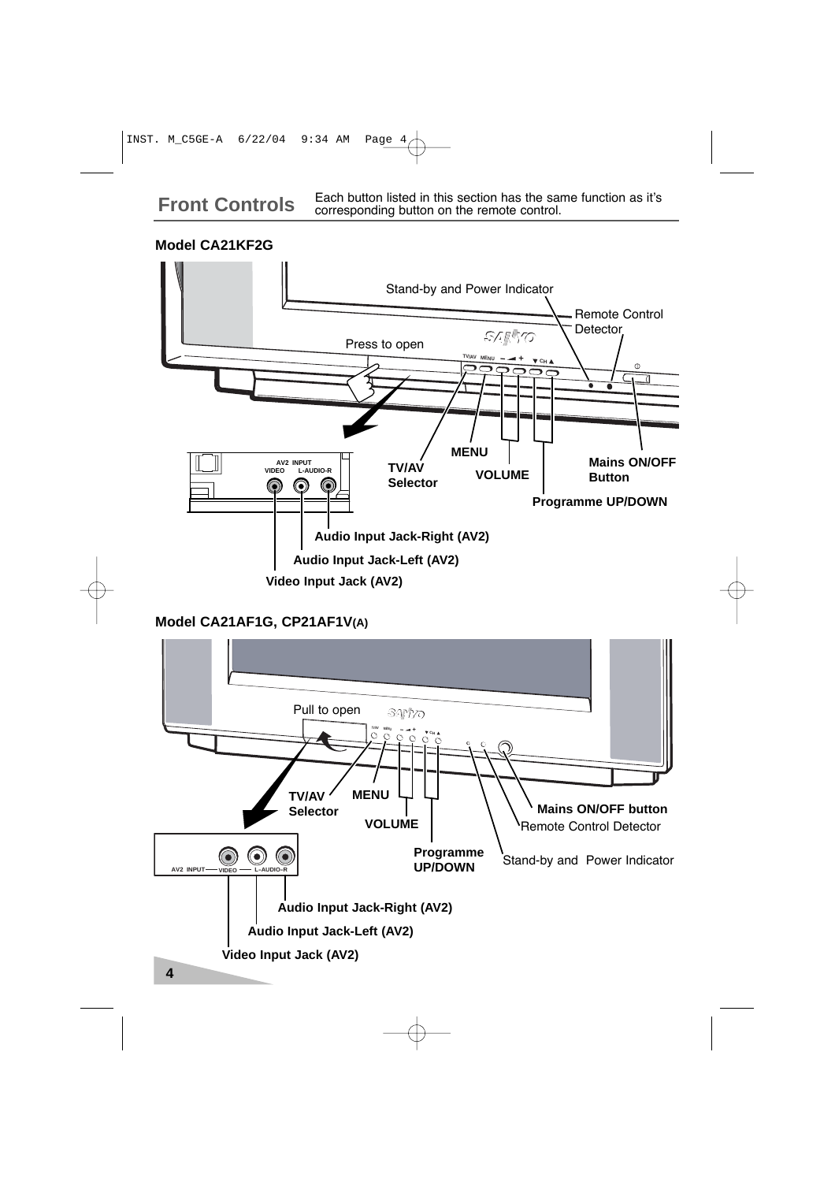# Front Controls

Each button listed in this section has the same function as it's corresponding button on the remote control.

## Model CA21KF2G

Stand-by and Power Indicator

Remote Control Detector

Press to open

TV/AV MENU – + ▼CH▲

AV2 INPUT VIDEO L-AUDIO-R

**TV/AV Selector**

**MENU**

**VOLUME**

**Mains ON/OFF Button**

**Programme UP/DOWN**

**Audio Input Jack-Right (AV2)**

**Audio Input Jack-Left (AV2)**

**Video Input Jack (AV2)**

## Model CA21AF1G, CP21AF1V(A)

Pull to open

**TV/AV Selector**

**MENU**

**VOLUME**

**Programme UP/DOWN**

**Mains ON/OFF button**

Remote Control Detector

Stand-by and Power Indicator

AV2 INPUT VIDEO L-AUDIO-R

**Audio Input Jack-Right (AV2)**

**Audio Input Jack-Left (AV2)**

**Video Input Jack (AV2)**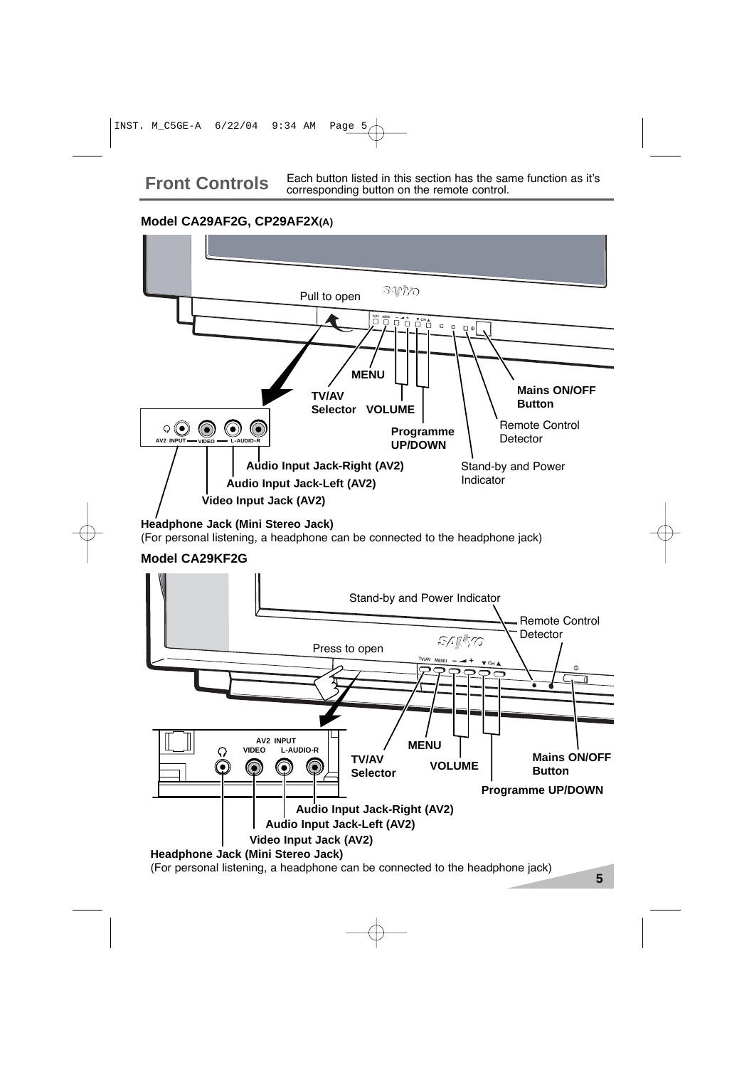## Front Controls

Each button listed in this section has the same function as it's corresponding button on the remote control.

### Model CA29AF2G, CP29AF2X(A)

Pull to open

MENU

TV/AV Selector

VOLUME

Programme UP/DOWN

Mains ON/OFF Button

Remote Control Detector

Stand-by and Power Indicator

AV2 INPUT — VIDEO — L-AUDIO-R

Audio Input Jack-Right (AV2)

Audio Input Jack-Left (AV2)

Video Input Jack (AV2)

**Headphone Jack (Mini Stereo Jack)**
(For personal listening, a headphone can be connected to the headphone jack)

### Model CA29KF2G

Stand-by and Power Indicator

Remote Control Detector

Press to open

AV2 INPUT
VIDEO L-AUDIO-R

MENU

TV/AV Selector

VOLUME

Mains ON/OFF Button

Programme UP/DOWN

Audio Input Jack-Right (AV2)

Audio Input Jack-Left (AV2)

Video Input Jack (AV2)

**Headphone Jack (Mini Stereo Jack)**
(For personal listening, a headphone can be connected to the headphone jack)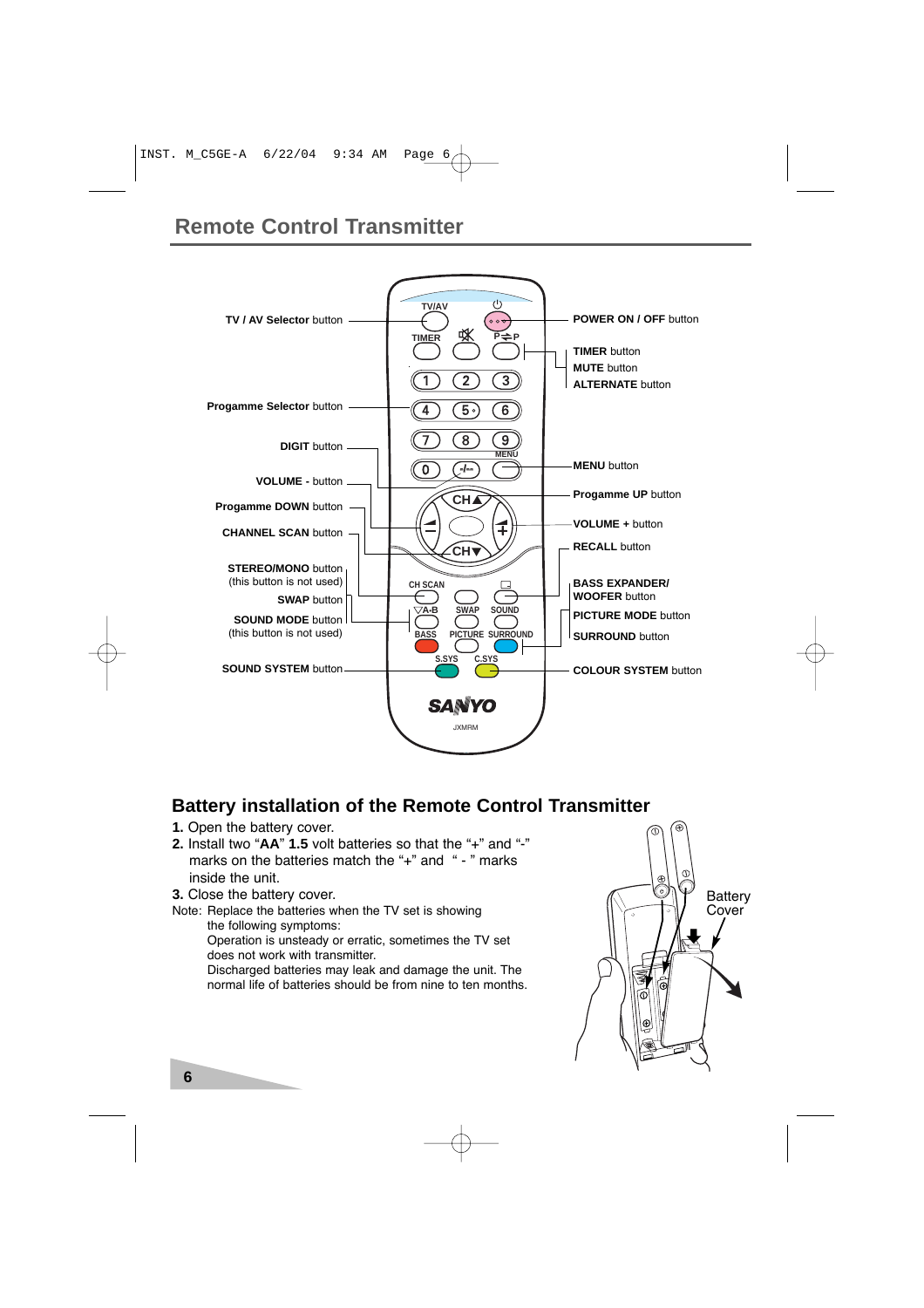## Remote Control Transmitter

TV / AV Selector button

Progamme Selector button

DIGIT button

VOLUME - button

Progamme DOWN button

CHANNEL SCAN button

STEREO/MONO button
(this button is not used)

SWAP button

SOUND MODE button
(this button is not used)

SOUND SYSTEM button

POWER ON / OFF button

TIMER button

MUTE button

ALTERNATE button

MENU button

Progamme UP button

VOLUME + button

RECALL button

BASS EXPANDER/
WOOFER button

PICTURE MODE button

SURROUND button

COLOUR SYSTEM button

## Battery installation of the Remote Control Transmitter

1. Open the battery cover.
2. Install two "**AA**" **1.5** volt batteries so that the "+" and "-" marks on the batteries match the "+" and " - " marks inside the unit.
3. Close the battery cover.

Note: Replace the batteries when the TV set is showing the following symptoms:
Operation is unsteady or erratic, sometimes the TV set does not work with transmitter.
Discharged batteries may leak and damage the unit. The normal life of batteries should be from nine to ten months.

Battery Cover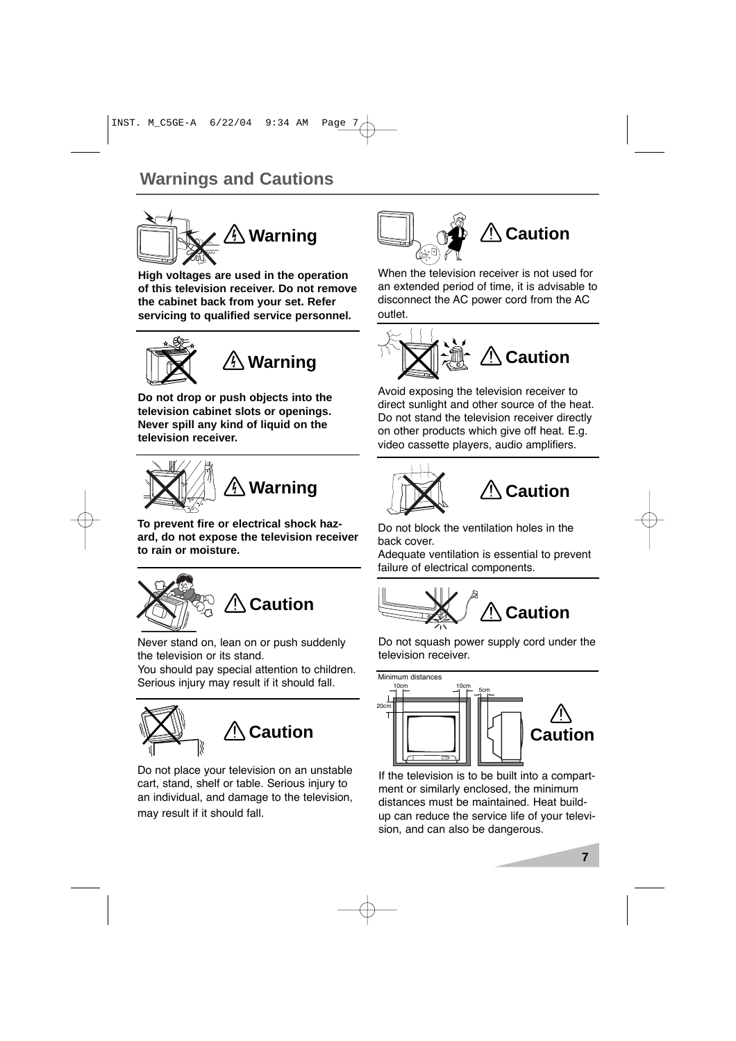## Warnings and Cautions

### ⚠ Warning

**High voltages are used in the operation of this television receiver. Do not remove the cabinet back from your set. Refer servicing to qualified service personnel.**

### ⚠ Warning

**Do not drop or push objects into the television cabinet slots or openings. Never spill any kind of liquid on the television receiver.**

### ⚠ Warning

**To prevent fire or electrical shock hazard, do not expose the television receiver to rain or moisture.**

### ⚠ Caution

Never stand on, lean on or push suddenly the television or its stand.
You should pay special attention to children. Serious injury may result if it should fall.

### ⚠ Caution

Do not place your television on an unstable cart, stand, shelf or table. Serious injury to an individual, and damage to the television, may result if it should fall.

### ⚠ Caution

When the television receiver is not used for an extended period of time, it is advisable to disconnect the AC power cord from the AC outlet.

### ⚠ Caution

Avoid exposing the television receiver to direct sunlight and other source of the heat. Do not stand the television receiver directly on other products which give off heat. E.g. video cassette players, audio amplifiers.

### ⚠ Caution

Do not block the ventilation holes in the back cover.
Adequate ventilation is essential to prevent failure of electrical components.

### ⚠ Caution

Do not squash power supply cord under the television receiver.

### ⚠ Caution

Minimum distances: 10cm, 10cm, 5cm, 20cm

If the television is to be built into a compartment or similarly enclosed, the minimum distances must be maintained. Heat build-up can reduce the service life of your television, and can also be dangerous.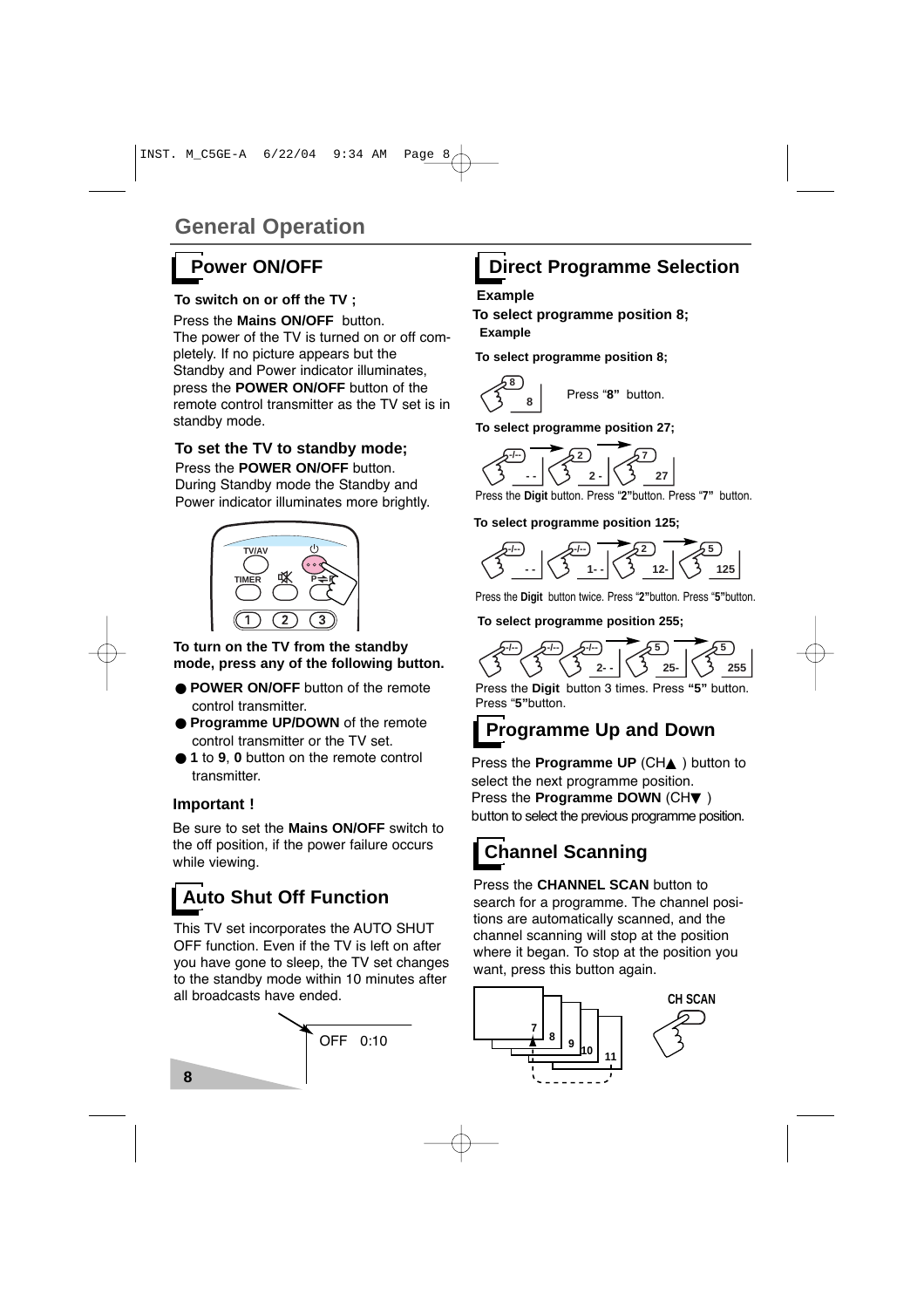# General Operation

## Power ON/OFF

**To switch on or off the TV ;**

Press the **Mains ON/OFF** button.
The power of the TV is turned on or off completely. If no picture appears but the Standby and Power indicator illuminates, press the **POWER ON/OFF** button of the remote control transmitter as the TV set is in standby mode.

**To set the TV to standby mode;**

Press the **POWER ON/OFF** button.
During Standby mode the Standby and Power indicator illuminates more brightly.

**To turn on the TV from the standby mode, press any of the following button.**

- **POWER ON/OFF** button of the remote control transmitter.
- **Programme UP/DOWN** of the remote control transmitter or the TV set.
- **1** to **9**, **0** button on the remote control transmitter.

**Important !**

Be sure to set the **Mains ON/OFF** switch to the off position, if the power failure occurs while viewing.

## Auto Shut Off Function

This TV set incorporates the AUTO SHUT OFF function. Even if the TV is left on after you have gone to sleep, the TV set changes to the standby mode within 10 minutes after all broadcasts have ended.

OFF 0:10

## Direct Programme Selection

**Example**

**To select programme position 8;**

**Example**

**To select programme position 8;**

Press "**8**" button.

**To select programme position 27;**

Press the **Digit** button. Press "**2"** button. Press "**7"** button.

**To select programme position 125;**

Press the **Digit** button twice. Press "**2"** button. Press "**5"** button.

**To select programme position 255;**

Press the **Digit** button 3 times. Press **"5"** button. Press "**5"** button.

## Programme Up and Down

Press the **Programme UP** (CH▲ ) button to select the next programme position.
Press the **Programme DOWN** (CH▼ ) button to select the previous programme position.

## Channel Scanning

Press the **CHANNEL SCAN** button to search for a programme. The channel positions are automatically scanned, and the channel scanning will stop at the position where it began. To stop at the position you want, press this button again.

CH SCAN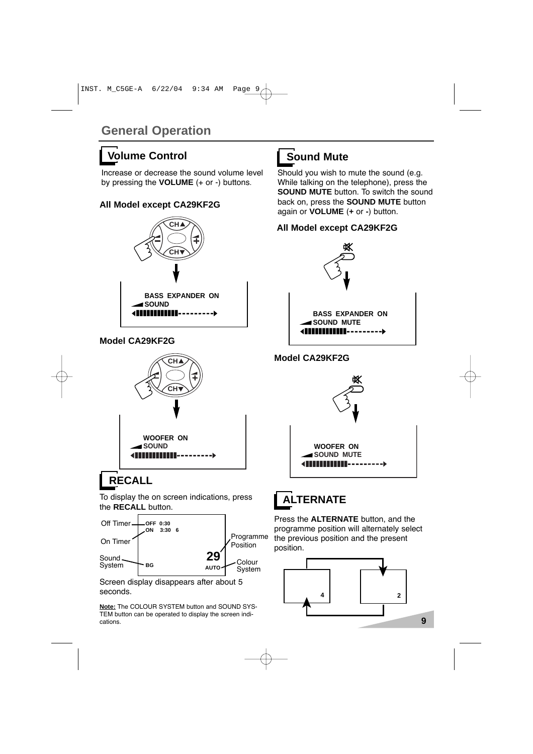# General Operation

## Volume Control

Increase or decrease the sound volume level by pressing the **VOLUME** (+ or -) buttons.

**All Model except CA29KF2G**

CH▲
CH▼

BASS EXPANDER ON
SOUND

**Model CA29KF2G**

CH▲
CH▼

WOOFER ON
SOUND

## RECALL

To display the on screen indications, press the **RECALL** button.

Off Timer
On Timer
Sound System
OFF 0:30
ON 3:30 6
BG
29
AUTO
Programme Position
Colour System

Screen display disappears after about 5 seconds.

**Note:** The COLOUR SYSTEM button and SOUND SYSTEM button can be operated to display the screen indications.

## Sound Mute

Should you wish to mute the sound (e.g. While talking on the telephone), press the **SOUND MUTE** button. To switch the sound back on, press the **SOUND MUTE** button again or **VOLUME** (**+** or **-**) button.

**All Model except CA29KF2G**

BASS EXPANDER ON
SOUND MUTE

**Model CA29KF2G**

WOOFER ON
SOUND MUTE

## ALTERNATE

Press the **ALTERNATE** button, and the programme position will alternately select the previous position and the present position.

4
2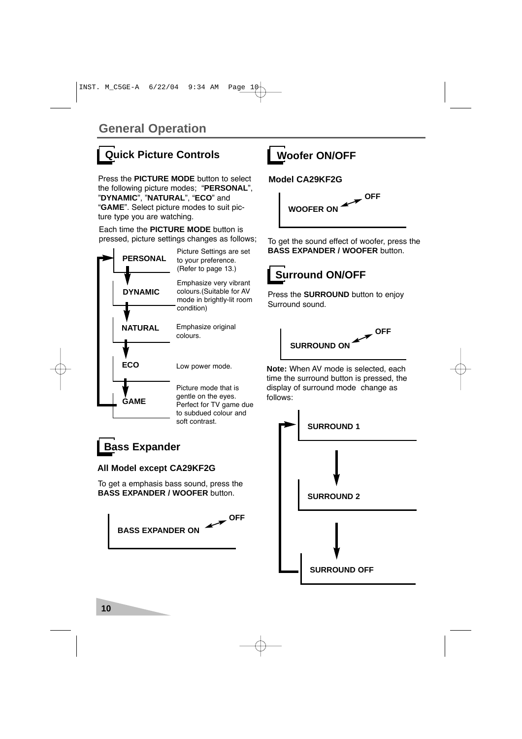# General Operation

## Quick Picture Controls

Press the **PICTURE MODE** button to select the following picture modes; "**PERSONAL**", "**DYNAMIC**", "**NATURAL**", "**ECO**" and "**GAME**". Select picture modes to suit picture type you are watching.

Each time the **PICTURE MODE** button is pressed, picture settings changes as follows;

| Mode | Description |
|---|---|
| **PERSONAL** | Picture Settings are set to your preference. (Refer to page 13.) |
| **DYNAMIC** | Emphasize very vibrant colours.(Suitable for AV mode in brightly-lit room condition) |
| **NATURAL** | Emphasize original colours. |
| **ECO** | Low power mode. |
| **GAME** | Picture mode that is gentle on the eyes. Perfect for TV game due to subdued colour and soft contrast. |

## Bass Expander

**All Model except CA29KF2G**

To get a emphasis bass sound, press the **BASS EXPANDER / WOOFER** button.

**BASS EXPANDER ON** ↔ **OFF**

## Woofer ON/OFF

**Model CA29KF2G**

**WOOFER ON** ↔ **OFF**

To get the sound effect of woofer, press the **BASS EXPANDER / WOOFER** button.

## Surround ON/OFF

Press the **SURROUND** button to enjoy Surround sound.

**SURROUND ON** ↔ **OFF**

**Note:** When AV mode is selected, each time the surround button is pressed, the display of surround mode change as follows:

**SURROUND 1** → **SURROUND 2** → **SURROUND OFF** → (back to SURROUND 1)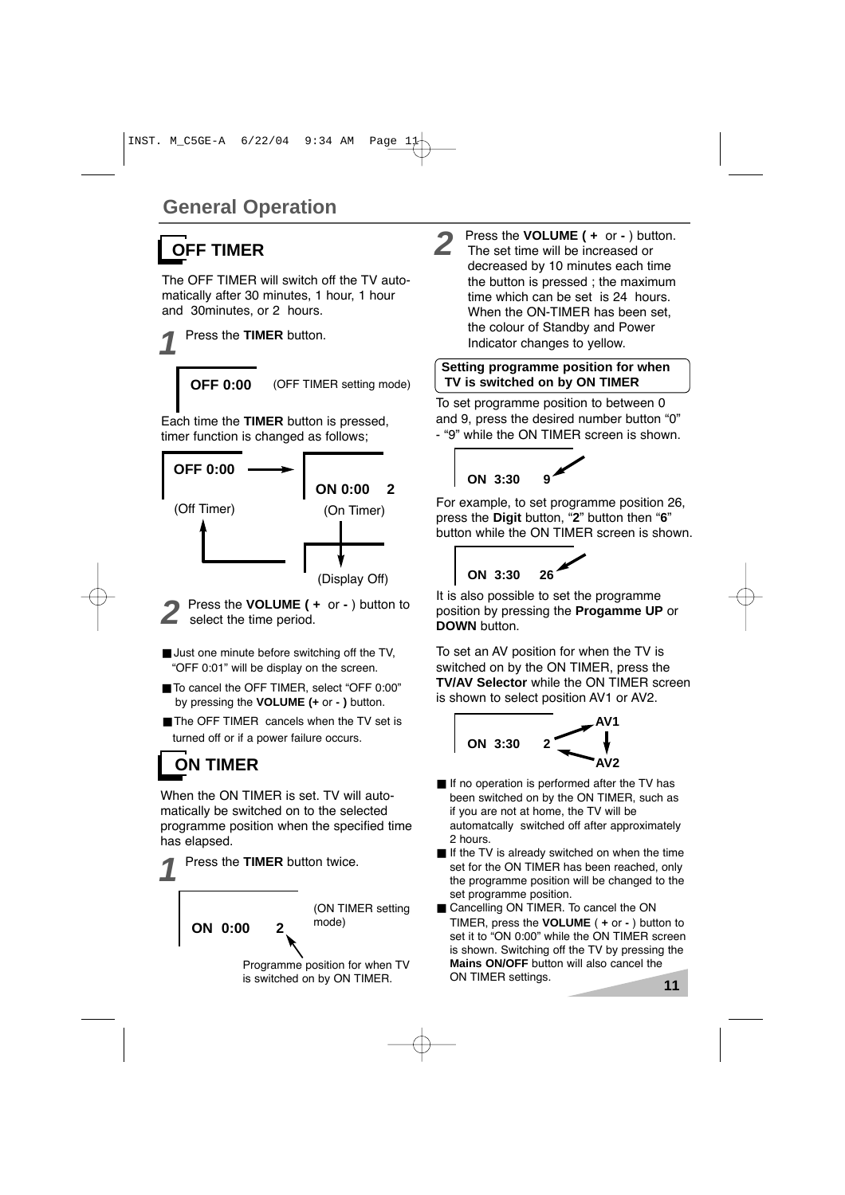# General Operation

## OFF TIMER

The OFF TIMER will switch off the TV automatically after 30 minutes, 1 hour, 1 hour and 30minutes, or 2 hours.

**1** Press the **TIMER** button.

**OFF 0:00** (OFF TIMER setting mode)

Each time the **TIMER** button is pressed, timer function is changed as follows;

**OFF 0:00** (Off Timer) → **ON 0:00 2** (On Timer) → (Display Off) → **OFF 0:00** (Off Timer)

**2** Press the **VOLUME ( +** or **-** ) button to select the time period.

- Just one minute before switching off the TV, "OFF 0:01" will be display on the screen.
- To cancel the OFF TIMER, select "OFF 0:00" by pressing the **VOLUME (+** or **- )** button.
- The OFF TIMER cancels when the TV set is turned off or if a power failure occurs.

## ON TIMER

When the ON TIMER is set. TV will automatically be switched on to the selected programme position when the specified time has elapsed.

**1** Press the **TIMER** button twice.

**ON 0:00 2** (ON TIMER setting mode)

Programme position for when TV is switched on by ON TIMER.

**2** Press the **VOLUME ( +** or **-** ) button. The set time will be increased or decreased by 10 minutes each time the button is pressed ; the maximum time which can be set is 24 hours. When the ON-TIMER has been set, the colour of Standby and Power Indicator changes to yellow.

**Setting programme position for when TV is switched on by ON TIMER**

To set programme position to between 0 and 9, press the desired number button "0" - "9" while the ON TIMER screen is shown.

**ON 3:30 9**

For example, to set programme position 26, press the **Digit** button, "**2**" button then "**6**" button while the ON TIMER screen is shown.

**ON 3:30 26**

It is also possible to set the programme position by pressing the **Progamme UP** or **DOWN** button.

To set an AV position for when the TV is switched on by the ON TIMER, press the **TV/AV Selector** while the ON TIMER screen is shown to select position AV1 or AV2.

**ON 3:30 2** → **AV1** → **AV2** → 2

- If no operation is performed after the TV has been switched on by the ON TIMER, such as if you are not at home, the TV will be automatcally switched off after approximately 2 hours.
- If the TV is already switched on when the time set for the ON TIMER has been reached, only the programme position will be changed to the set programme position.
- Cancelling ON TIMER. To cancel the ON TIMER, press the **VOLUME** ( **+** or **-** ) button to set it to "ON 0:00" while the ON TIMER screen is shown. Switching off the TV by pressing the **Mains ON/OFF** button will also cancel the ON TIMER settings.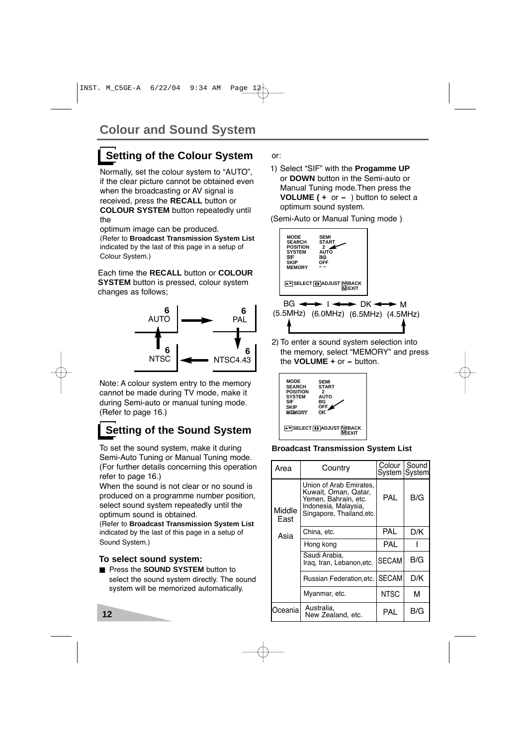# Colour and Sound System

## Setting of the Colour System

Normally, set the colour system to "AUTO", if the clear picture cannot be obtained even when the broadcasting or AV signal is received, press the **RECALL** button or **COLOUR SYSTEM** button repeatedly until the

optimum image can be produced.

(Refer to **Broadcast Transmission System List** indicated by the last of this page in a setup of Colour System.)

Each time the **RECALL** button or **COLOUR SYSTEM** button is pressed, colour system changes as follows;

AUTO → PAL → NTSC4.43 → NTSC → AUTO

Note: A colour system entry to the memory cannot be made during TV mode, make it during Semi-auto or manual tuning mode. (Refer to page 16.)

## Setting of the Sound System

To set the sound system, make it during Semi-Auto Tuning or Manual Tuning mode. (For further details concerning this operation refer to page 16.)

When the sound is not clear or no sound is produced on a programme number position, select sound system repeatedly until the optimum sound is obtained.

(Refer to **Broadcast Transmission System List** indicated by the last of this page in a setup of Sound System.)

### To select sound system:

■ Press the **SOUND SYSTEM** button to select the sound system directly. The sound system will be memorized automatically.

or:

1) Select "SIF" with the **Progamme UP** or **DOWN** button in the Semi-auto or Manual Tuning mode.Then press the **VOLUME ( +** or **–** ) button to select a optimum sound system.

(Semi-Auto or Manual Tuning mode )

MODE SEMI
SEARCH START
POSITION 2
SYSTEM AUTO
SIF BG
SKIP OFF
MEMORY – –
SELECT ADJUST BACK EXIT

BG ↔ I ↔ DK ↔ M
(5.5MHz) (6.0MHz) (6.5MHz) (4.5MHz)

2) To enter a sound system selection into the memory, select "MEMORY" and press the **VOLUME +** or **–** button.

MODE SEMI
SEARCH START
POSITION 2
SYSTEM AUTO
SIF BG
SKIP OFF
MEMORY OK
SELECT ADJUST BACK EXIT

**Broadcast Transmission System List**

| Area | Country | Colour System | Sound System |
|---|---|---|---|
| Middle East Asia | Union of Arab Emirates, Kuwait, Oman, Qatar, Yemen, Bahrain, etc. Indonesia, Malaysia, Singapore, Thailand,etc. | PAL | B/G |
| | China, etc. | PAL | D/K |
| | Hong kong | PAL | I |
| | Saudi Arabia, Iraq, Iran, Lebanon,etc. | SECAM | B/G |
| | Russian Federation,etc. | SECAM | D/K |
| | Myanmar, etc. | NTSC | M |
| Oceania | Australia, New Zealand, etc. | PAL | B/G |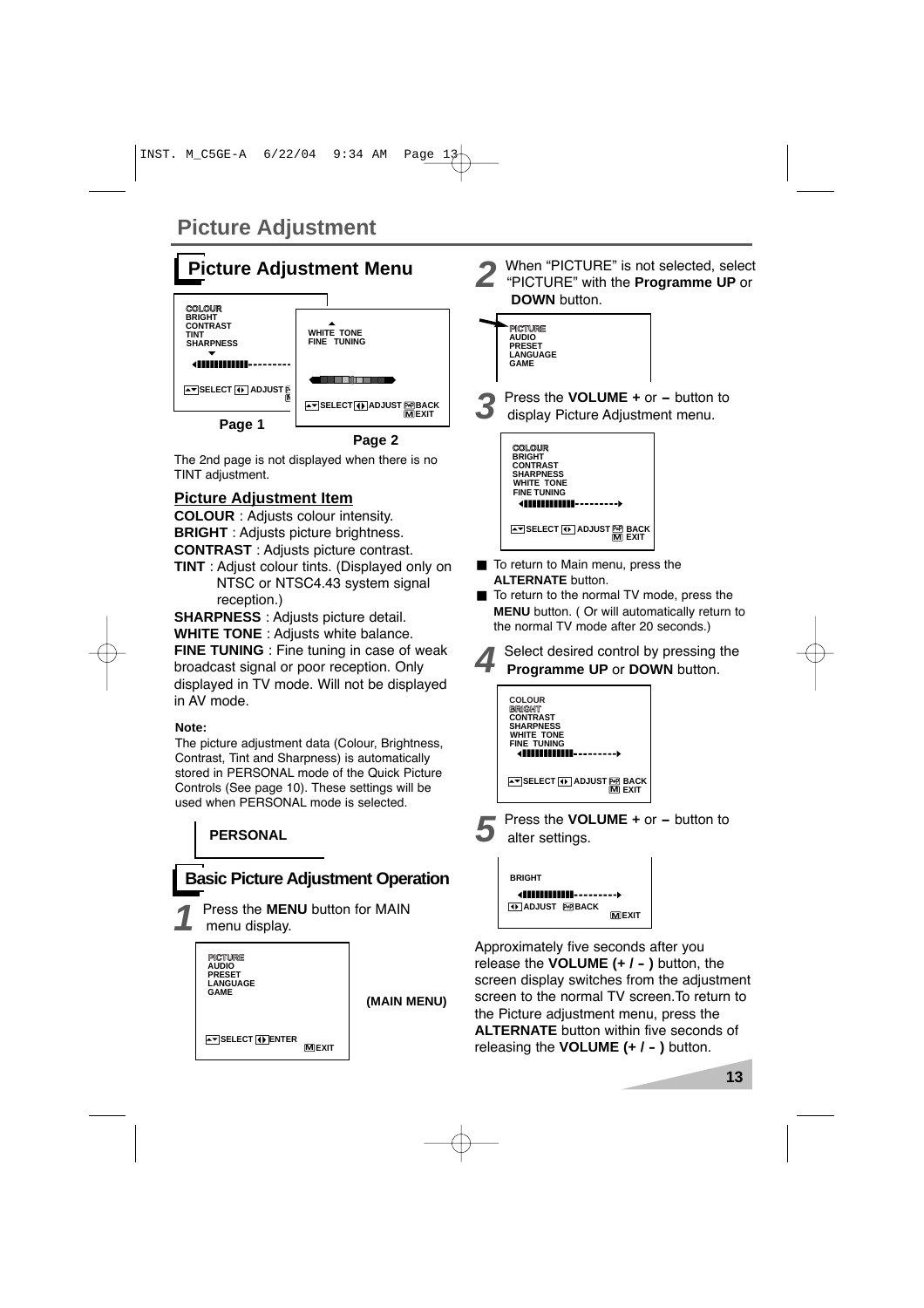# Picture Adjustment

## Picture Adjustment Menu

COLOUR
BRIGHT
CONTRAST
TINT
SHARPNESS

SELECT ADJUST

Page 1

WHITE TONE
FINE TUNING

SELECT ADJUST BACK
EXIT

Page 2

The 2nd page is not displayed when there is no TINT adjustment.

### Picture Adjustment Item

**COLOUR** : Adjusts colour intensity.
**BRIGHT** : Adjusts picture brightness.
**CONTRAST** : Adjusts picture contrast.
**TINT** : Adjust colour tints. (Displayed only on NTSC or NTSC4.43 system signal reception.)
**SHARPNESS** : Adjusts picture detail.
**WHITE TONE** : Adjusts white balance.
**FINE TUNING** : Fine tuning in case of weak broadcast signal or poor reception. Only displayed in TV mode. Will not be displayed in AV mode.

**Note:**
The picture adjustment data (Colour, Brightness, Contrast, Tint and Sharpness) is automatically stored in PERSONAL mode of the Quick Picture Controls (See page 10). These settings will be used when PERSONAL mode is selected.

**PERSONAL**

## Basic Picture Adjustment Operation

**1** Press the **MENU** button for MAIN menu display.

PICTURE
AUDIO
PRESET
LANGUAGE
GAME

SELECT ENTER
EXIT

**(MAIN MENU)**

**2** When "PICTURE" is not selected, select "PICTURE" with the **Programme UP** or **DOWN** button.

PICTURE
AUDIO
PRESET
LANGUAGE
GAME

**3** Press the **VOLUME +** or **–** button to display Picture Adjustment menu.

COLOUR
BRIGHT
CONTRAST
SHARPNESS
WHITE TONE
FINE TUNING

SELECT ADJUST BACK
EXIT

- To return to Main menu, press the **ALTERNATE** button.
- To return to the normal TV mode, press the **MENU** button. ( Or will automatically return to the normal TV mode after 20 seconds.)

**4** Select desired control by pressing the **Programme UP** or **DOWN** button.

COLOUR
BRIGHT
CONTRAST
SHARPNESS
WHITE TONE
FINE TUNING

SELECT ADJUST BACK
EXIT

**5** Press the **VOLUME +** or **–** button to alter settings.

BRIGHT

ADJUST BACK
EXIT

Approximately five seconds after you release the **VOLUME (+ / – )** button, the screen display switches from the adjustment screen to the normal TV screen.To return to the Picture adjustment menu, press the **ALTERNATE** button within five seconds of releasing the **VOLUME (+ / – )** button.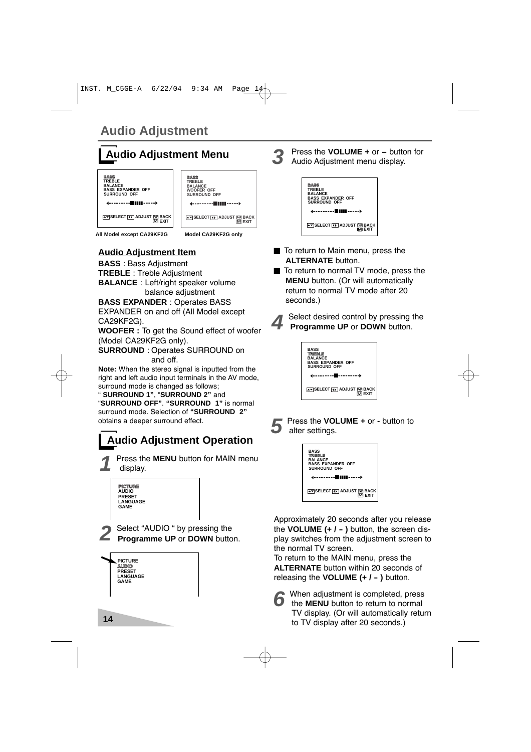# Audio Adjustment

## Audio Adjustment Menu

BASS
TREBLE
BALANCE
BASS EXPANDER OFF
SURROUND OFF

SELECT ADJUST BACK
EXIT

BASS
TREBLE
BALANCE
WOOFER OFF
SURROUND OFF

SELECT ADJUST BACK
EXIT

All Model except CA29KF2G

Model CA29KF2G only

### Audio Adjustment Item

**BASS** : Bass Adjustment
**TREBLE** : Treble Adjustment
**BALANCE** : Left/right speaker volume balance adjustment
**BASS EXPANDER** : Operates BASS EXPANDER on and off (All Model except CA29KF2G).
**WOOFER :** To get the Sound effect of woofer (Model CA29KF2G only).
**SURROUND** : Operates SURROUND on and off.

**Note:** When the stereo signal is inputted from the right and left audio input terminals in the AV mode, surround mode is changed as follows; " **SURROUND 1"**, "**SURROUND 2"** and "**SURROUND OFF"**. **"SURROUND 1"** is normal surround mode. Selection of **"SURROUND 2"** obtains a deeper surround effect.

## Audio Adjustment Operation

**1** Press the **MENU** button for MAIN menu display.

PICTURE
AUDIO
PRESET
LANGUAGE
GAME

**2** Select "AUDIO " by pressing the **Programme UP** or **DOWN** button.

PICTURE
AUDIO
PRESET
LANGUAGE
GAME

**3** Press the **VOLUME +** or **–** button for Audio Adjustment menu display.

BASS
TREBLE
BALANCE
BASS EXPANDER OFF
SURROUND OFF

SELECT ADJUST BACK
EXIT

- To return to Main menu, press the **ALTERNATE** button.
- To return to normal TV mode, press the **MENU** button. (Or will automatically return to normal TV mode after 20 seconds.)

**4** Select desired control by pressing the **Programme UP** or **DOWN** button.

BASS
TREBLE
BALANCE
BASS EXPANDER OFF
SURROUND OFF

SELECT ADJUST BACK
EXIT

**5** Press the **VOLUME +** or **-** button to alter settings.

BASS
TREBLE
BALANCE
BASS EXPANDER OFF
SURROUND OFF

SELECT ADJUST BACK
EXIT

Approximately 20 seconds after you release the **VOLUME (+ / – )** button, the screen display switches from the adjustment screen to the normal TV screen.
To return to the MAIN menu, press the **ALTERNATE** button within 20 seconds of releasing the **VOLUME (+ / – )** button.

**6** When adjustment is completed, press the **MENU** button to return to normal TV display. (Or will automatically return to TV display after 20 seconds.)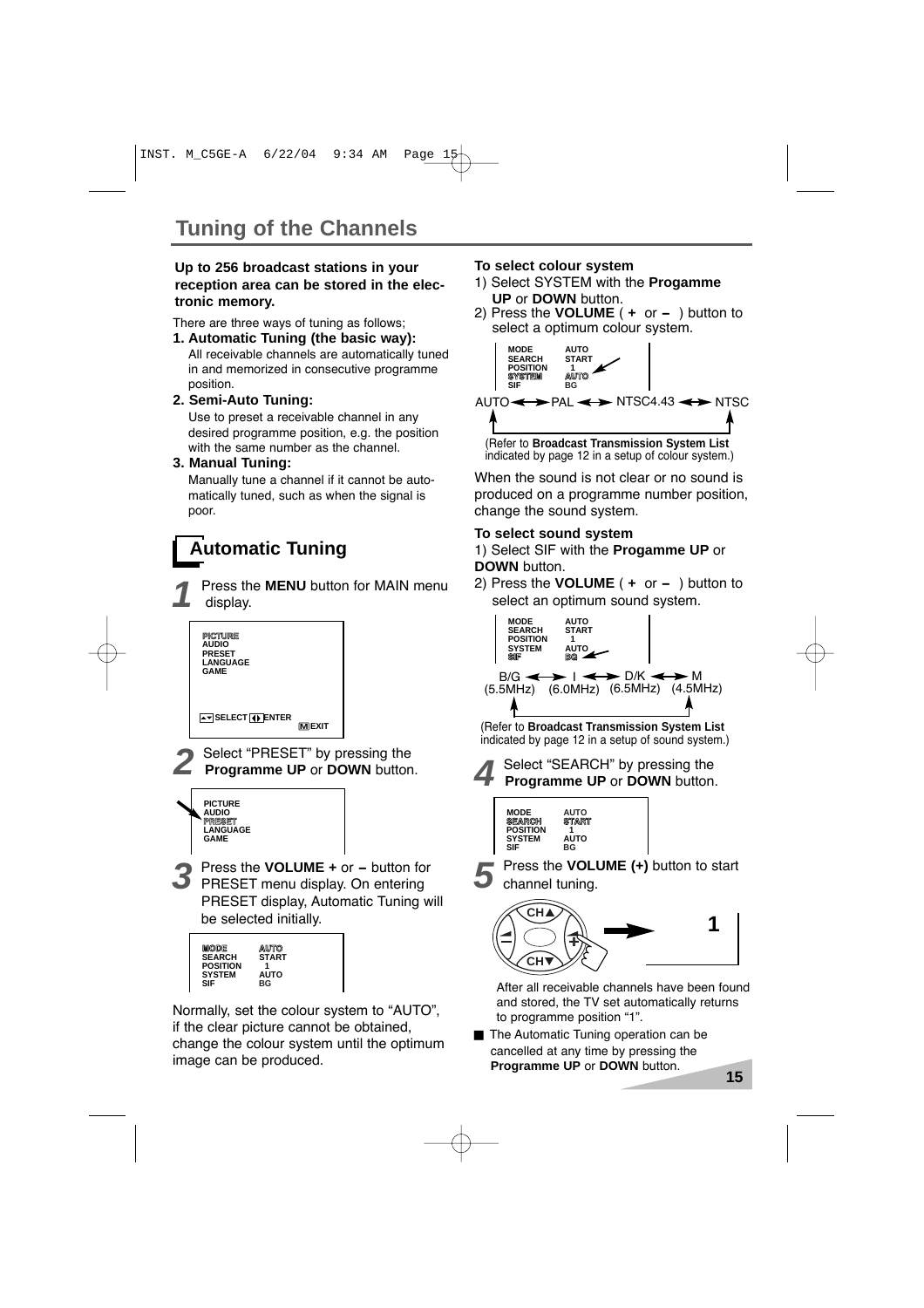## Tuning of the Channels

**Up to 256 broadcast stations in your reception area can be stored in the electronic memory.**

There are three ways of tuning as follows;

**1. Automatic Tuning (the basic way):**
All receivable channels are automatically tuned in and memorized in consecutive programme position.

**2. Semi-Auto Tuning:**
Use to preset a receivable channel in any desired programme position, e.g. the position with the same number as the channel.

**3. Manual Tuning:**
Manually tune a channel if it cannot be automatically tuned, such as when the signal is poor.

### Automatic Tuning

**1** Press the **MENU** button for MAIN menu display.

PICTURE
AUDIO
PRESET
LANGUAGE
GAME
SELECT ENTER
EXIT

**2** Select "PRESET" by pressing the **Programme UP** or **DOWN** button.

PICTURE
AUDIO
PRESET
LANGUAGE
GAME

**3** Press the **VOLUME +** or **–** button for PRESET menu display. On entering PRESET display, Automatic Tuning will be selected initially.

MODE AUTO
SEARCH START
POSITION 1
SYSTEM AUTO
SIF BG

Normally, set the colour system to "AUTO", if the clear picture cannot be obtained, change the colour system until the optimum image can be produced.

**To select colour system**

1) Select SYSTEM with the **Progamme UP** or **DOWN** button.
2) Press the **VOLUME** ( **+** or **–** ) button to select a optimum colour system.

MODE AUTO
SEARCH START
POSITION 1
SYSTEM AUTO
SIF BG

AUTO ↔ PAL ↔ NTSC4.43 ↔ NTSC

(Refer to **Broadcast Transmission System List** indicated by page 12 in a setup of colour system.)

When the sound is not clear or no sound is produced on a programme number position, change the sound system.

**To select sound system**

1) Select SIF with the **Progamme UP** or **DOWN** button.
2) Press the **VOLUME** ( **+** or **–** ) button to select an optimum sound system.

MODE AUTO
SEARCH START
POSITION 1
SYSTEM AUTO
SIF BG

B/G (5.5MHz) ↔ I (6.0MHz) ↔ D/K (6.5MHz) ↔ M (4.5MHz)

(Refer to **Broadcast Transmission System List** indicated by page 12 in a setup of sound system.)

**4** Select "SEARCH" by pressing the **Programme UP** or **DOWN** button.

MODE AUTO
SEARCH START
POSITION 1
SYSTEM AUTO
SIF BG

**5** Press the **VOLUME (+)** button to start channel tuning.

CH▲
CH▼
1

After all receivable channels have been found and stored, the TV set automatically returns to programme position "1".

■ The Automatic Tuning operation can be cancelled at any time by pressing the **Programme UP** or **DOWN** button.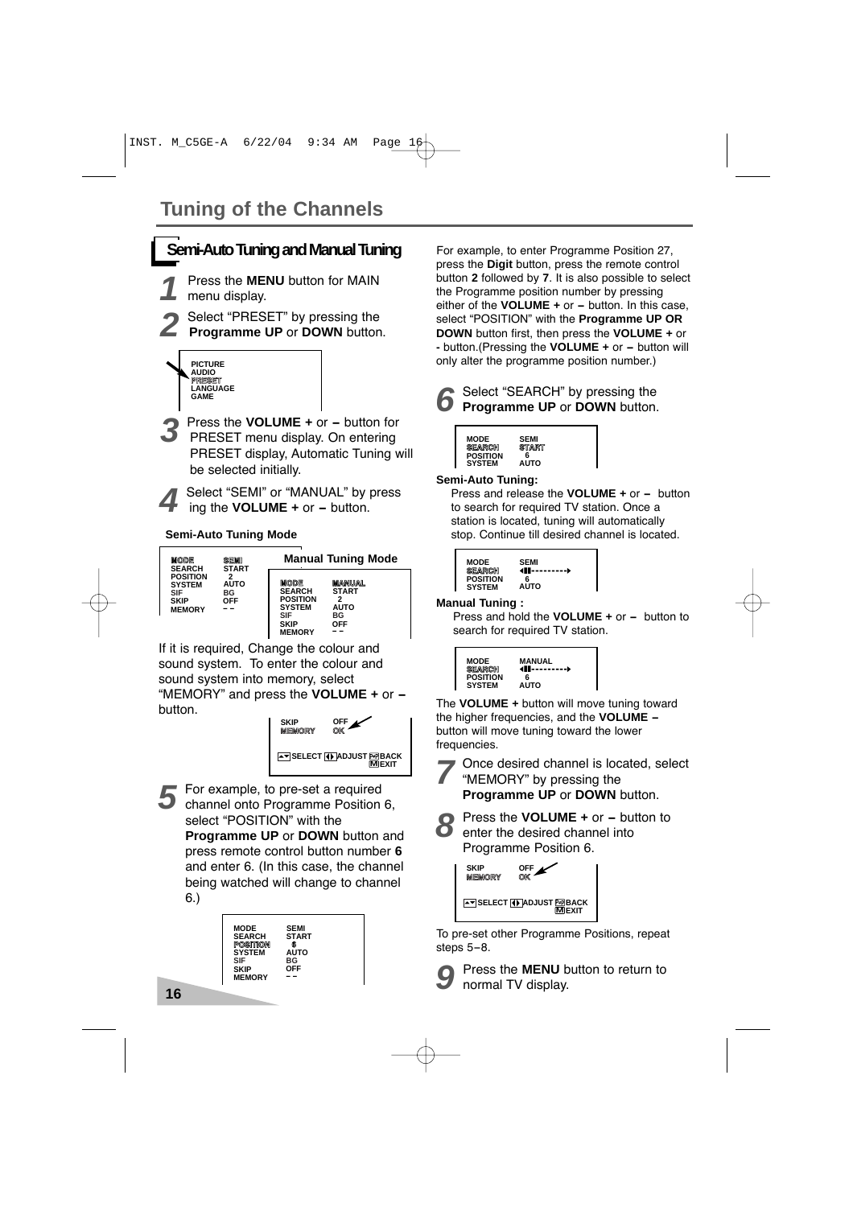# Tuning of the Channels

## Semi-Auto Tuning and Manual Tuning

**1** Press the **MENU** button for MAIN menu display.

**2** Select “PRESET” by pressing the **Programme UP** or **DOWN** button.

PICTURE
AUDIO
PRESET
LANGUAGE
GAME

**3** Press the **VOLUME +** or **–** button for PRESET menu display. On entering PRESET display, Automatic Tuning will be selected initially.

**4** Select “SEMI” or “MANUAL” by pressing the **VOLUME +** or **–** button.

**Semi-Auto Tuning Mode**

| | |
|---|---|
| MODE | SEMI |
| SEARCH | START |
| POSITION | 2 |
| SYSTEM | AUTO |
| SIF | BG |
| SKIP | OFF |
| MEMORY | – – |

**Manual Tuning Mode**

| | |
|---|---|
| MODE | MANUAL |
| SEARCH | START |
| POSITION | 2 |
| SYSTEM | AUTO |
| SIF | BG |
| SKIP | OFF |
| MEMORY | – – |

If it is required, Change the colour and sound system. To enter the colour and sound system into memory, select “MEMORY” and press the **VOLUME +** or **–** button.

SKIP OFF
MEMORY OK

SELECT ADJUST BACK
EXIT

**5** For example, to pre-set a required channel onto Programme Position 6, select “POSITION” with the **Programme UP** or **DOWN** button and press remote control button number **6** and enter 6. (In this case, the channel being watched will change to channel 6.)

| | |
|---|---|
| MODE | SEMI |
| SEARCH | START |
| POSITION | 6 |
| SYSTEM | AUTO |
| SIF | BG |
| SKIP | OFF |
| MEMORY | – – |

For example, to enter Programme Position 27, press the **Digit** button, press the remote control button **2** followed by **7**. It is also possible to select the Programme position number by pressing either of the **VOLUME +** or **–** button. In this case, select “POSITION” with the **Programme UP OR DOWN** button first, then press the **VOLUME +** or **-** button.(Pressing the **VOLUME +** or **–** button will only alter the programme position number.)

**6** Select “SEARCH” by pressing the **Programme UP** or **DOWN** button.

| | |
|---|---|
| MODE | SEMI |
| SEARCH | START |
| POSITION | 6 |
| SYSTEM | AUTO |

**Semi-Auto Tuning:**

Press and release the **VOLUME +** or **–** button to search for required TV station. Once a station is located, tuning will automatically stop. Continue till desired channel is located.

| | |
|---|---|
| MODE | SEMI |
| SEARCH | ◄▮---------► |
| POSITION | 6 |
| SYSTEM | AUTO |

**Manual Tuning :**

Press and hold the **VOLUME +** or **–** button to search for required TV station.

| | |
|---|---|
| MODE | MANUAL |
| SEARCH | ◄▮---------► |
| POSITION | 6 |
| SYSTEM | AUTO |

The **VOLUME +** button will move tuning toward the higher frequencies, and the **VOLUME –** button will move tuning toward the lower frequencies.

**7** Once desired channel is located, select “MEMORY” by pressing the **Programme UP** or **DOWN** button.

**8** Press the **VOLUME +** or **–** button to enter the desired channel into Programme Position 6.

SKIP OFF
MEMORY OK

SELECT ADJUST BACK
EXIT

To pre-set other Programme Positions, repeat steps 5–8.

**9** Press the **MENU** button to return to normal TV display.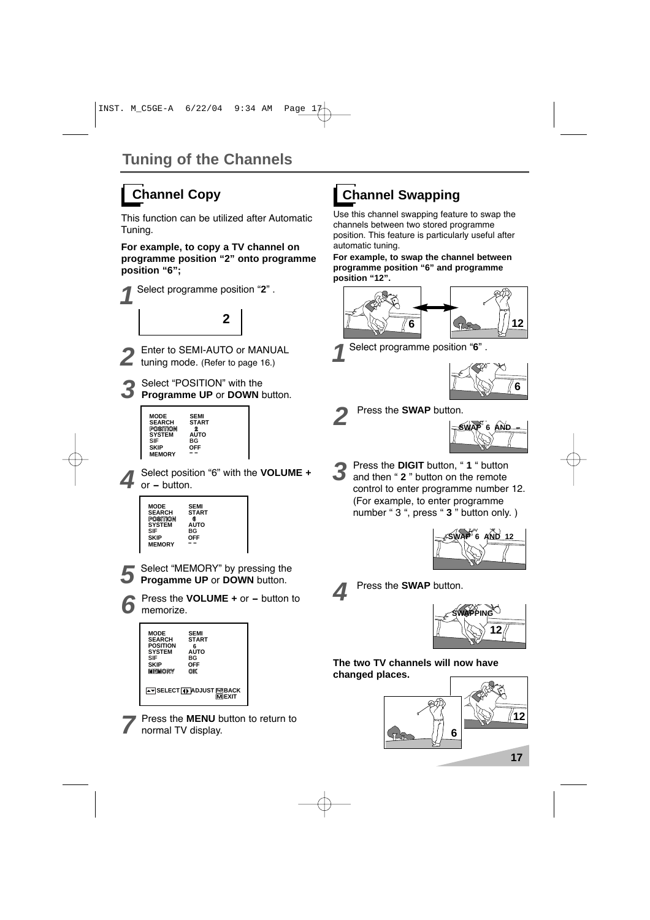# Tuning of the Channels

## Channel Copy

This function can be utilized after Automatic Tuning.

**For example, to copy a TV channel on programme position "2" onto programme position "6";**

1. Select programme position "**2**" .

   2

2. Enter to SEMI-AUTO or MANUAL tuning mode. (Refer to page 16.)

3. Select "POSITION" with the **Programme UP** or **DOWN** button.

   | | |
   |---|---|
   | MODE | SEMI |
   | SEARCH | START |
   | POSITION | 2 |
   | SYSTEM | AUTO |
   | SIF | BG |
   | SKIP | OFF |
   | MEMORY | - - |

4. Select position "6" with the **VOLUME +** or **–** button.

   | | |
   |---|---|
   | MODE | SEMI |
   | SEARCH | START |
   | POSITION | 6 |
   | SYSTEM | AUTO |
   | SIF | BG |
   | SKIP | OFF |
   | MEMORY | - - |

5. Select "MEMORY" by pressing the **Progamme UP** or **DOWN** button.

6. Press the **VOLUME +** or **–** button to memorize.

   | | |
   |---|---|
   | MODE | SEMI |
   | SEARCH | START |
   | POSITION | 6 |
   | SYSTEM | AUTO |
   | SIF | BG |
   | SKIP | OFF |
   | MEMORY | OK |

   SELECT ADJUST BACK EXIT

7. Press the **MENU** button to return to normal TV display.

## Channel Swapping

Use this channel swapping feature to swap the channels between two stored programme position. This feature is particularly useful after automatic tuning.

**For example, to swap the channel between programme position "6" and programme position "12".**

6 12

1. Select programme position "**6**" .

   6

2. Press the **SWAP** button.

   SWAP 6 AND –

3. Press the **DIGIT** button, " **1** " button and then " **2** " button on the remote control to enter programme number 12. (For example, to enter programme number " 3 ", press " **3** " button only. )

   SWAP 6 AND 12

4. Press the **SWAP** button.

   SWAPPING 12

**The two TV channels will now have changed places.**

12 6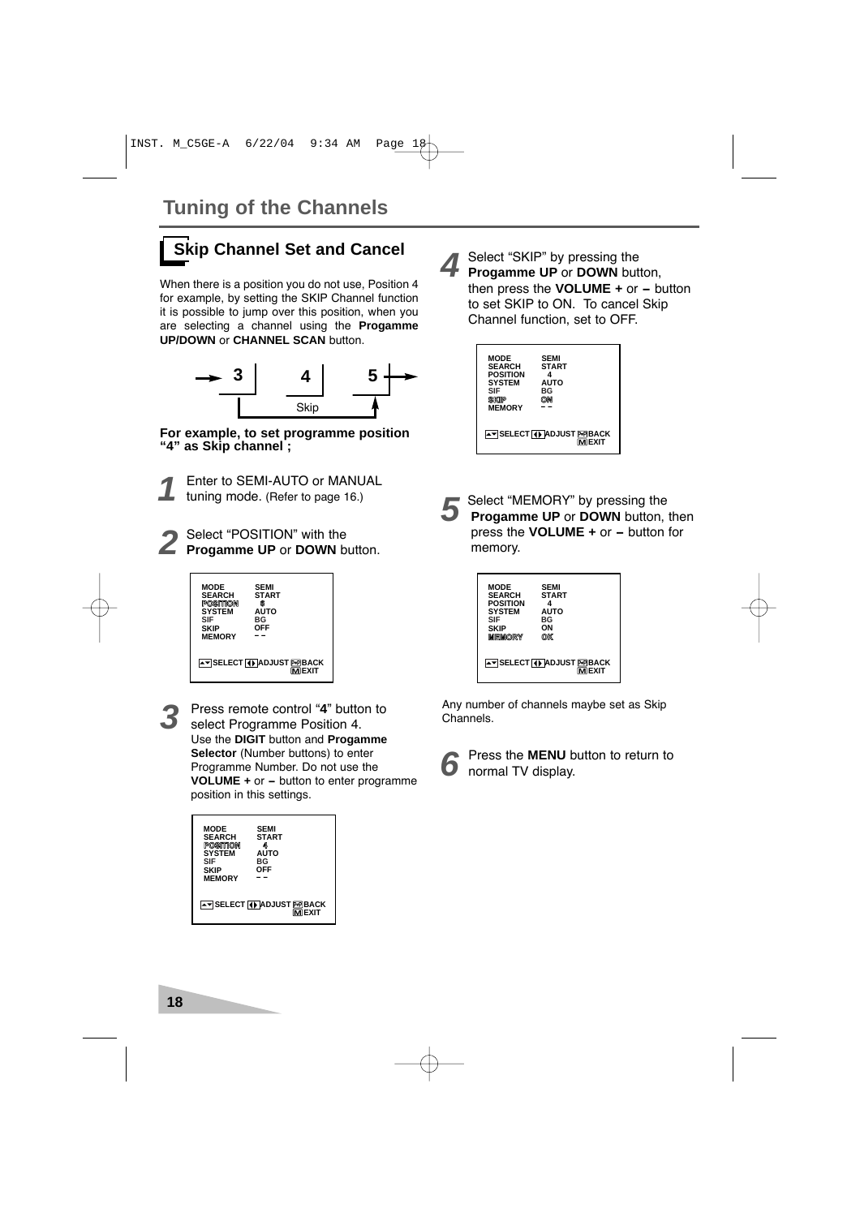# Tuning of the Channels

## Skip Channel Set and Cancel

When there is a position you do not use, Position 4 for example, by setting the SKIP Channel function it is possible to jump over this position, when you are selecting a channel using the **Progamme UP/DOWN** or **CHANNEL SCAN** button.

3 4 5
Skip

**For example, to set programme position "4" as Skip channel ;**

**1** Enter to SEMI-AUTO or MANUAL tuning mode. (Refer to page 16.)

**2** Select "POSITION" with the **Progamme UP** or **DOWN** button.

```
MODE      SEMI
SEARCH    START
POSITION    6
SYSTEM    AUTO
SIF       BG
SKIP      OFF
MEMORY    – –

SELECT  ADJUST  BACK
                EXIT
```

**3** Press remote control "**4**" button to select Programme Position 4.
Use the **DIGIT** button and **Progamme Selector** (Number buttons) to enter Programme Number. Do not use the **VOLUME +** or **–** button to enter programme position in this settings.

```
MODE      SEMI
SEARCH    START
POSITION    4
SYSTEM    AUTO
SIF       BG
SKIP      OFF
MEMORY    – –

SELECT  ADJUST  BACK
                EXIT
```

**4** Select "SKIP" by pressing the **Progamme UP** or **DOWN** button, then press the **VOLUME +** or **–** button to set SKIP to ON. To cancel Skip Channel function, set to OFF.

```
MODE      SEMI
SEARCH    START
POSITION    4
SYSTEM    AUTO
SIF       BG
SKIP      ON
MEMORY    – –

SELECT  ADJUST  BACK
                EXIT
```

**5** Select "MEMORY" by pressing the **Progamme UP** or **DOWN** button, then press the **VOLUME +** or **–** button for memory.

```
MODE      SEMI
SEARCH    START
POSITION    4
SYSTEM    AUTO
SIF       BG
SKIP      ON
MEMORY    OK

SELECT  ADJUST  BACK
                EXIT
```

Any number of channels maybe set as Skip Channels.

**6** Press the **MENU** button to return to normal TV display.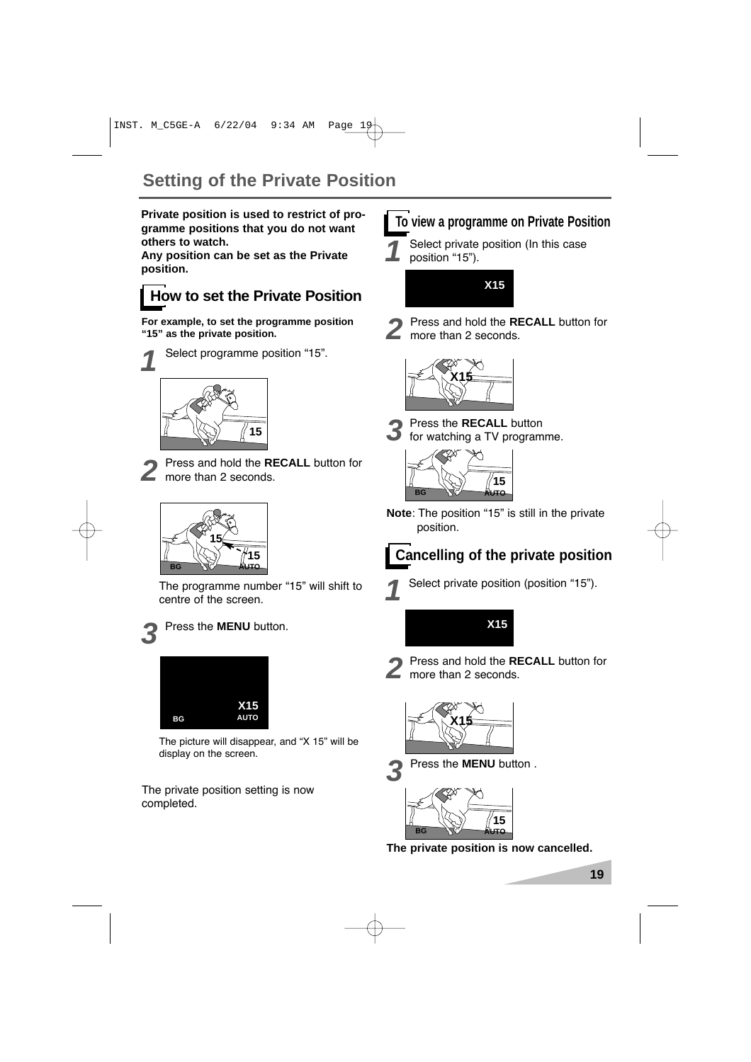# Setting of the Private Position

**Private position is used to restrict of programme positions that you do not want others to watch.**
**Any position can be set as the Private position.**

## How to set the Private Position

**For example, to set the programme position "15" as the private position.**

**1** Select programme position "15".

15

**2** Press and hold the **RECALL** button for more than 2 seconds.

15
15
BG AUTO

The programme number "15" will shift to centre of the screen.

**3** Press the **MENU** button.

X15
BG AUTO

The picture will disappear, and "X 15" will be display on the screen.

The private position setting is now completed.

## To view a programme on Private Position

**1** Select private position (In this case position "15").

X15

**2** Press and hold the **RECALL** button for more than 2 seconds.

X15

**3** Press the **RECALL** button for watching a TV programme.

15
BG AUTO

**Note**: The position "15" is still in the private position.

## Cancelling of the private position

**1** Select private position (position "15").

X15

**2** Press and hold the **RECALL** button for more than 2 seconds.

X15

**3** Press the **MENU** button .

15
BG AUTO

**The private position is now cancelled.**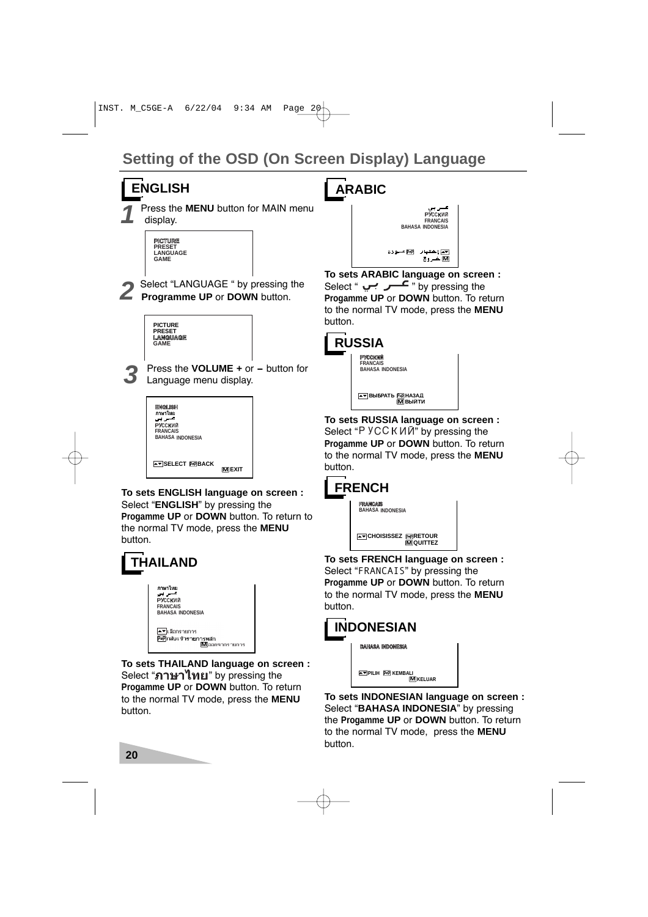# Setting of the OSD (On Screen Display) Language

## ENGLISH

**1** Press the **MENU** button for MAIN menu display.

PICTURE
PRESET
LANGUAGE
GAME

**2** Select "LANGUAGE " by pressing the **Programme UP** or **DOWN** button.

PICTURE
PRESET
LANGUAGE
GAME

**3** Press the **VOLUME +** or **–** button for Language menu display.

ENGLISH
ภาษาไทย
عـربي
РУССКИЙ
FRANCAIS
BAHASA INDONESIA

SELECT BACK
EXIT

**To sets ENGLISH language on screen :**
Select "**ENGLISH**" by pressing the **Progamme UP** or **DOWN** button. To return to the normal TV mode, press the **MENU** button.

## THAILAND

ภาษาไทย
عـربي
РУССКИЙ
FRANCAIS
BAHASA INDONESIA

เลือกรายการ
กลับเข้ารายการหลัก
ออกจากรายการ

**To sets THAILAND language on screen :**
Select "**ภาษาไทย**" by pressing the **Progamme UP** or **DOWN** button. To return to the normal TV mode, press the **MENU** button.

## ARABIC

عـربي
РУССКИЙ
FRANCAIS
BAHASA INDONESIA

إختيار عـودة
خـروج

**To sets ARABIC language on screen :**
Select " عـربي " by pressing the **Progamme UP** or **DOWN** button. To return to the normal TV mode, press the **MENU** button.

## RUSSIA

РУССКИЙ
FRANCAIS
BAHASA INDONESIA

ВЫБРАТЬ НАЗАД
ВЫЙТИ

**To sets RUSSIA language on screen :**
Select "РУССКИЙ" by pressing the **Progamme UP** or **DOWN** button. To return to the normal TV mode, press the **MENU** button.

## FRENCH

FRANCAIS
BAHASA INDONESIA

CHOISISSEZ RETOUR
QUITTEZ

**To sets FRENCH language on screen :**
Select "FRANCAIS" by pressing the **Progamme UP** or **DOWN** button. To return to the normal TV mode, press the **MENU** button.

## INDONESIAN

BAHASA INDONESIA

PILIH KEMBALI
KELUAR

**To sets INDONESIAN language on screen :**
Select "**BAHASA INDONESIA**" by pressing the **Progamme UP** or **DOWN** button. To return to the normal TV mode, press the **MENU** button.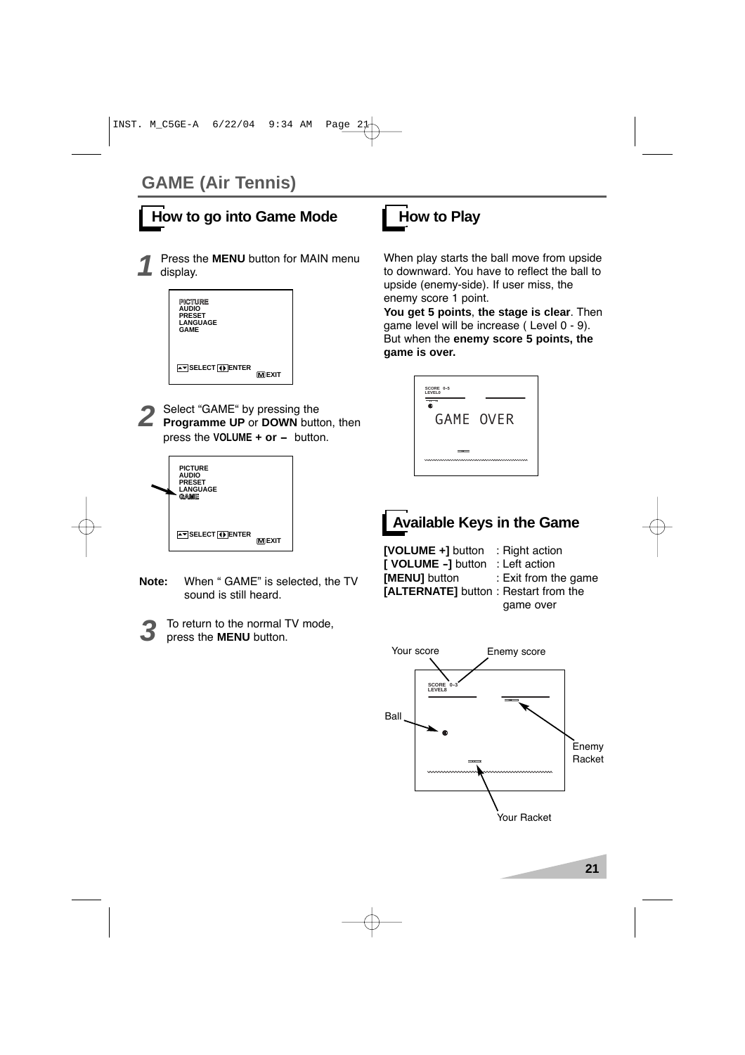# GAME (Air Tennis)

## How to go into Game Mode

**1** Press the **MENU** button for MAIN menu display.

PICTURE
AUDIO
PRESET
LANGUAGE
GAME

SELECT ENTER
EXIT

**2** Select “GAME“ by pressing the **Programme UP** or **DOWN** button, then press the **VOLUME + or –** button.

PICTURE
AUDIO
PRESET
LANGUAGE
GAME

SELECT ENTER
EXIT

**Note:** When “ GAME” is selected, the TV sound is still heard.

**3** To return to the normal TV mode, press the **MENU** button.

## How to Play

When play starts the ball move from upside to downward. You have to reflect the ball to upside (enemy-side). If user miss, the enemy score 1 point.
**You get 5 points**, **the stage is clear**. Then game level will be increase ( Level 0 - 9). But when the **enemy score 5 points, the game is over.**

SCORE 0–5
LEVEL0
GAME OVER

## Available Keys in the Game

**[VOLUME +]** button : Right action
**[ VOLUME –]** button : Left action
**[MENU]** button : Exit from the game
**[ALTERNATE]** button : Restart from the game over

Your score
Enemy score
SCORE 0–3
LEVEL8
Ball
Enemy Racket
Your Racket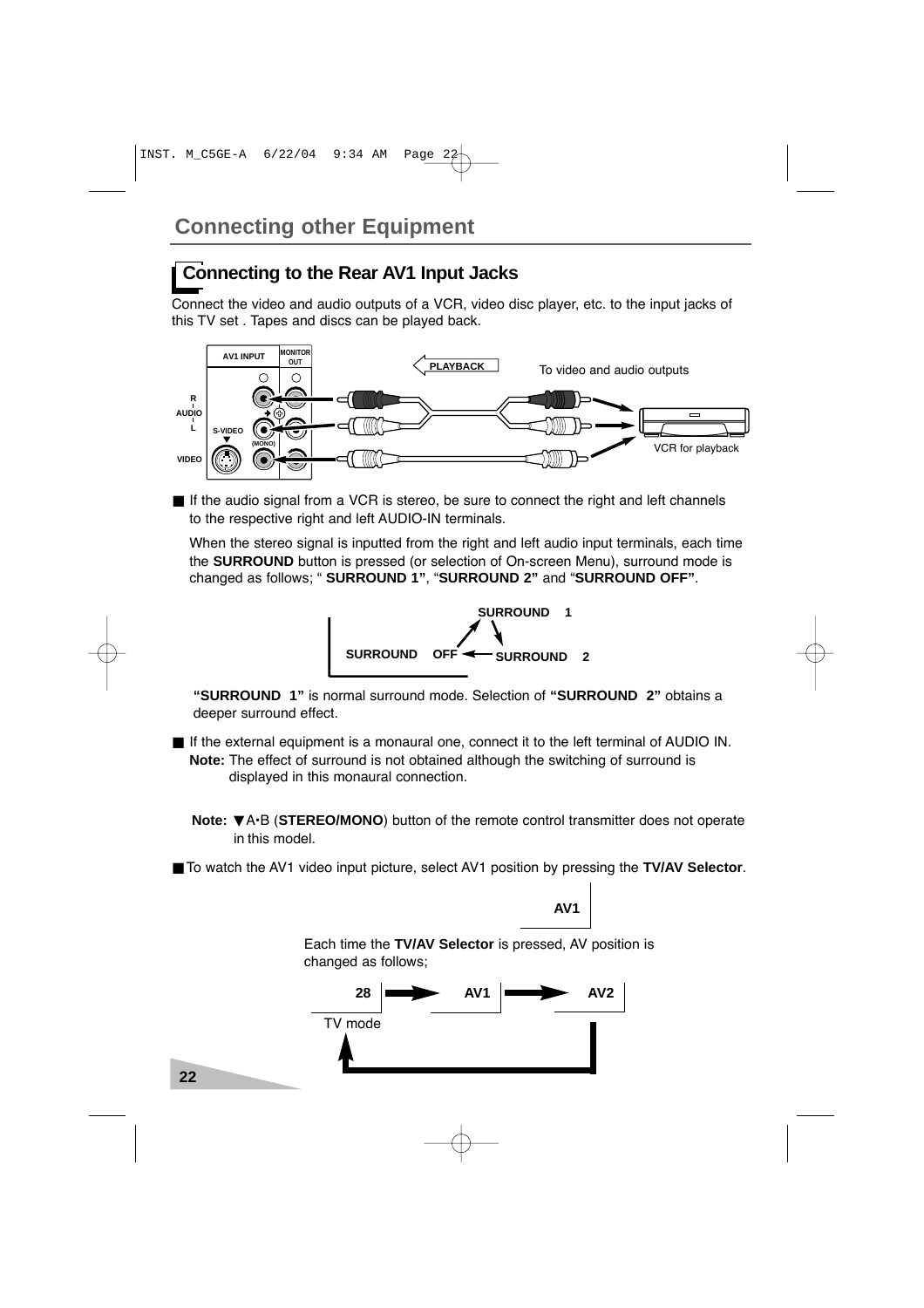# Connecting other Equipment

## Connecting to the Rear AV1 Input Jacks

Connect the video and audio outputs of a VCR, video disc player, etc. to the input jacks of this TV set . Tapes and discs can be played back.

AV1 INPUT
MONITOR OUT
R
AUDIO
L
S-VIDEO
(MONO)
VIDEO
PLAYBACK
To video and audio outputs
VCR for playback

- If the audio signal from a VCR is stereo, be sure to connect the right and left channels to the respective right and left AUDIO-IN terminals.

  When the stereo signal is inputted from the right and left audio input terminals, each time the **SURROUND** button is pressed (or selection of On-screen Menu), surround mode is changed as follows; " **SURROUND 1"**, "**SURROUND 2"** and "**SURROUND OFF"**.

SURROUND 1
SURROUND OFF
SURROUND 2

**"SURROUND 1"** is normal surround mode. Selection of **"SURROUND 2"** obtains a deeper surround effect.

- If the external equipment is a monaural one, connect it to the left terminal of AUDIO IN.
  **Note:** The effect of surround is not obtained although the switching of surround is displayed in this monaural connection.

**Note:** ▼A•B (**STEREO/MONO**) button of the remote control transmitter does not operate in this model.

- To watch the AV1 video input picture, select AV1 position by pressing the **TV/AV Selector**.

AV1

Each time the **TV/AV Selector** is pressed, AV position is changed as follows;

28
TV mode
AV1
AV2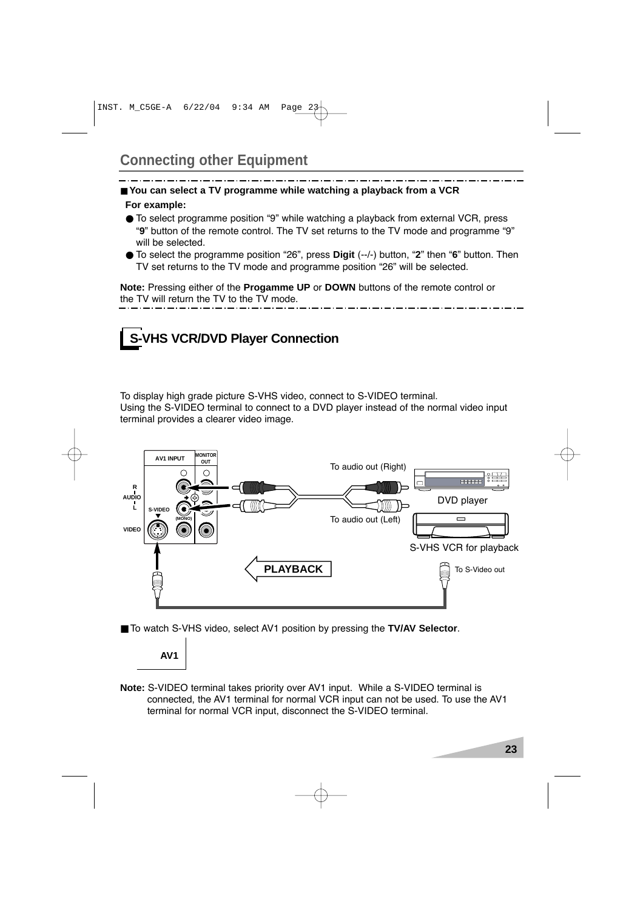## Connecting other Equipment

■ **You can select a TV programme while watching a playback from a VCR**

**For example:**

- To select programme position “9” while watching a playback from external VCR, press “**9**” button of the remote control. The TV set returns to the TV mode and programme “9” will be selected.
- To select the programme position “26”, press **Digit** (--/-) button, “**2**” then “**6**” button. Then TV set returns to the TV mode and programme position “26” will be selected.

**Note:** Pressing either of the **Progamme UP** or **DOWN** buttons of the remote control or the TV will return the TV to the TV mode.

## S-VHS VCR/DVD Player Connection

To display high grade picture S-VHS video, connect to S-VIDEO terminal.
Using the S-VIDEO terminal to connect to a DVD player instead of the normal video input terminal provides a clearer video image.

AV1 INPUT
MONITOR OUT
R
AUDIO
L
S-VIDEO
(MONO)
VIDEO
To audio out (Right)
To audio out (Left)
DVD player
S-VHS VCR for playback
PLAYBACK
To S-Video out

■ To watch S-VHS video, select AV1 position by pressing the **TV/AV Selector**.

**AV1**

**Note:** S-VIDEO terminal takes priority over AV1 input. While a S-VIDEO terminal is connected, the AV1 terminal for normal VCR input can not be used. To use the AV1 terminal for normal VCR input, disconnect the S-VIDEO terminal.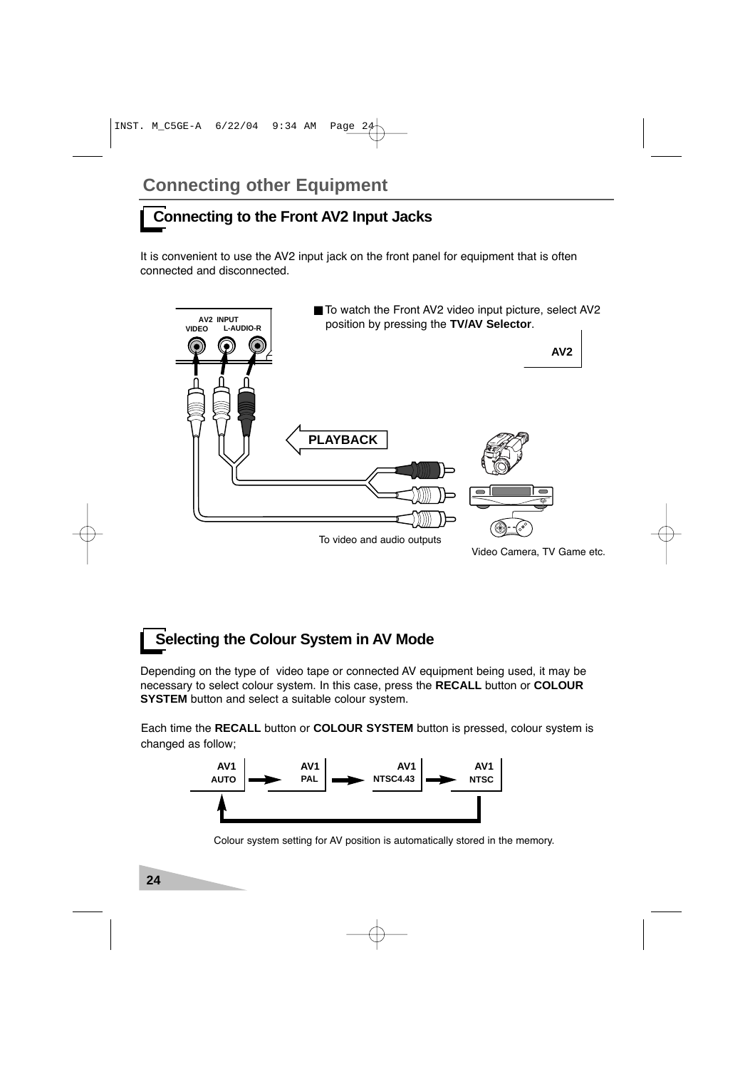# Connecting other Equipment

## Connecting to the Front AV2 Input Jacks

It is convenient to use the AV2 input jack on the front panel for equipment that is often connected and disconnected.

AV2 INPUT
VIDEO L-AUDIO-R

- To watch the Front AV2 video input picture, select AV2 position by pressing the **TV/AV Selector**.

AV2

PLAYBACK

To video and audio outputs

Video Camera, TV Game etc.

## Selecting the Colour System in AV Mode

Depending on the type of video tape or connected AV equipment being used, it may be necessary to select colour system. In this case, press the **RECALL** button or **COLOUR SYSTEM** button and select a suitable colour system.

Each time the **RECALL** button or **COLOUR SYSTEM** button is pressed, colour system is changed as follow;

AV1 AUTO → AV1 PAL → AV1 NTSC4.43 → AV1 NTSC

Colour system setting for AV position is automatically stored in the memory.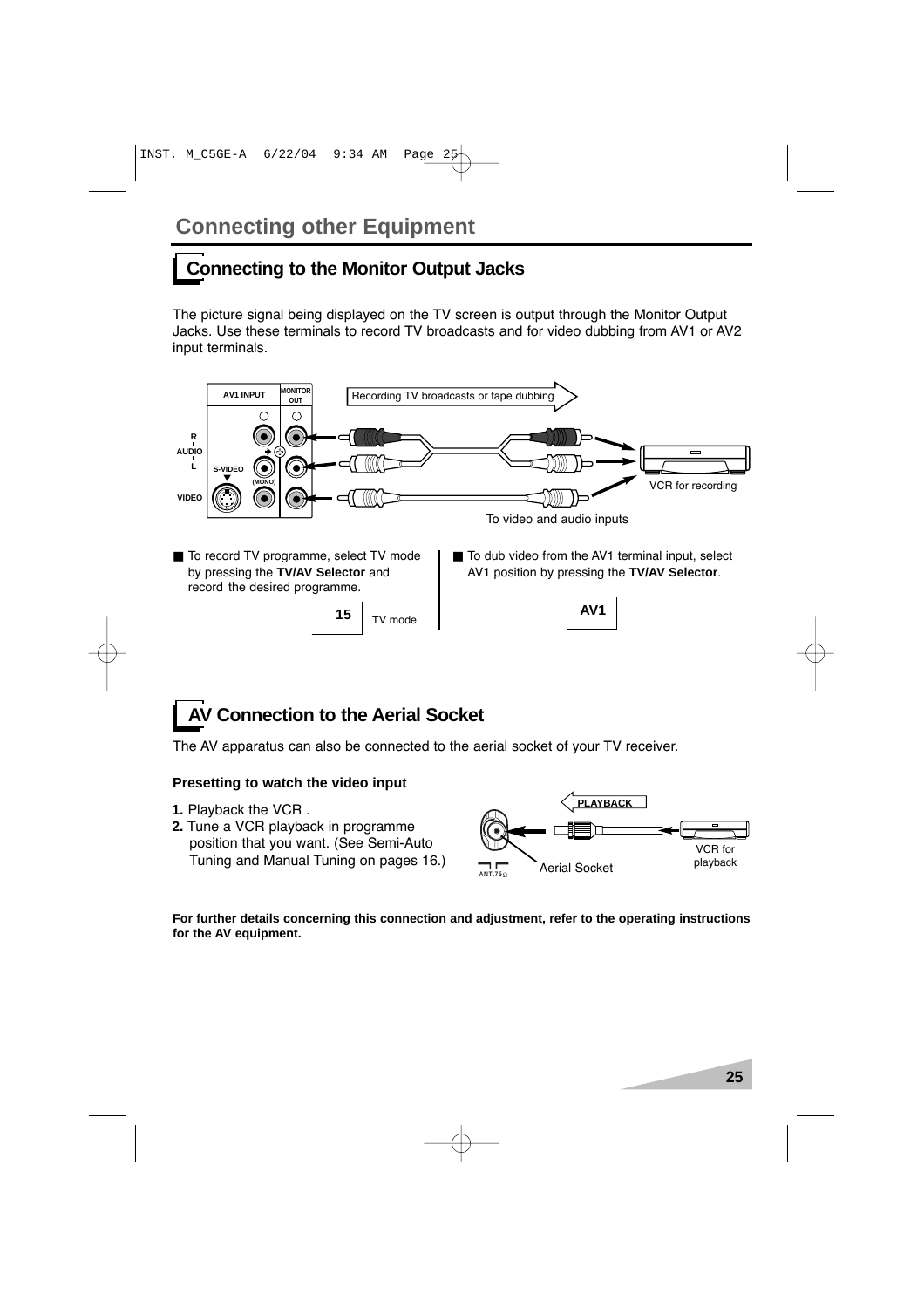# Connecting other Equipment

## Connecting to the Monitor Output Jacks

The picture signal being displayed on the TV screen is output through the Monitor Output Jacks. Use these terminals to record TV broadcasts and for video dubbing from AV1 or AV2 input terminals.

AV1 INPUT | MONITOR OUT | Recording TV broadcasts or tape dubbing | R AUDIO L | S-VIDEO | (MONO) | VIDEO | VCR for recording | To video and audio inputs

- To record TV programme, select TV mode by pressing the **TV/AV Selector** and record the desired programme.

  15 | TV mode

- To dub video from the AV1 terminal input, select AV1 position by pressing the **TV/AV Selector**.

  AV1

## AV Connection to the Aerial Socket

The AV apparatus can also be connected to the aerial socket of your TV receiver.

**Presetting to watch the video input**

**1.** Playback the VCR .
**2.** Tune a VCR playback in programme position that you want. (See Semi-Auto Tuning and Manual Tuning on pages 16.)

PLAYBACK | ANT.75Ω | Aerial Socket | VCR for playback

**For further details concerning this connection and adjustment, refer to the operating instructions for the AV equipment.**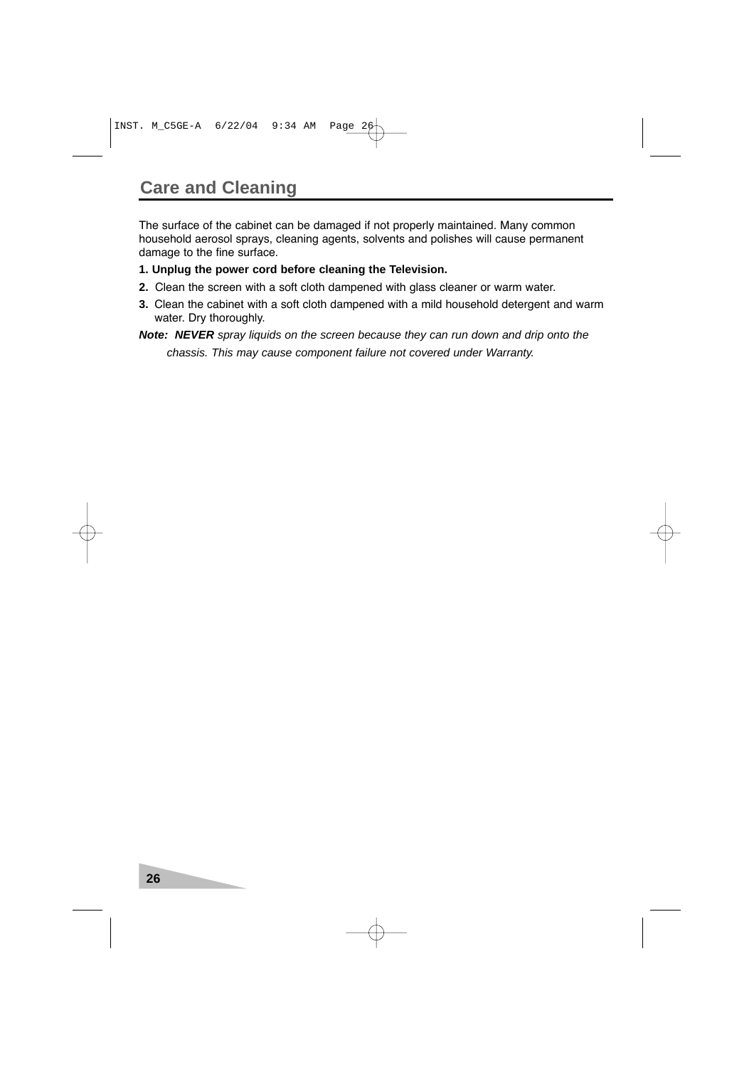## Care and Cleaning

The surface of the cabinet can be damaged if not properly maintained. Many common household aerosol sprays, cleaning agents, solvents and polishes will cause permanent damage to the fine surface.

1. **Unplug the power cord before cleaning the Television.**
2. Clean the screen with a soft cloth dampened with glass cleaner or warm water.
3. Clean the cabinet with a soft cloth dampened with a mild household detergent and warm water. Dry thoroughly.

***Note:*** ***NEVER*** *spray liquids on the screen because they can run down and drip onto the chassis. This may cause component failure not covered under Warranty.*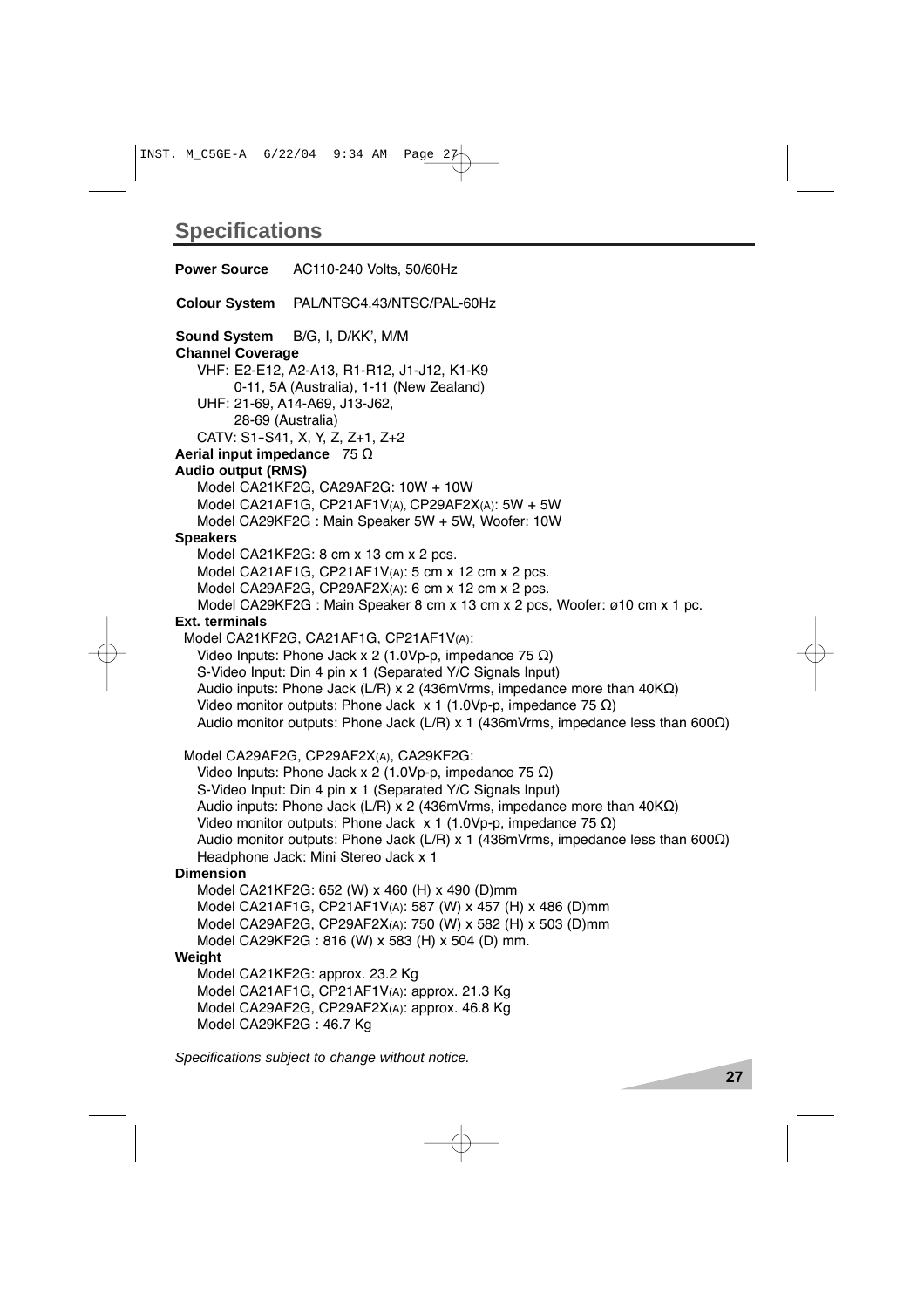## Specifications

**Power Source** AC110-240 Volts, 50/60Hz

**Colour System** PAL/NTSC4.43/NTSC/PAL-60Hz

**Sound System** B/G, I, D/KK', M/M

**Channel Coverage**

VHF: E2-E12, A2-A13, R1-R12, J1-J12, K1-K9
0-11, 5A (Australia), 1-11 (New Zealand)

UHF: 21-69, A14-A69, J13-J62,
28-69 (Australia)

CATV: S1-S41, X, Y, Z, Z+1, Z+2

**Aerial input impedance** 75 Ω

**Audio output (RMS)**

Model CA21KF2G, CA29AF2G: 10W + 10W
Model CA21AF1G, CP21AF1V(A), CP29AF2X(A): 5W + 5W
Model CA29KF2G : Main Speaker 5W + 5W, Woofer: 10W

**Speakers**

Model CA21KF2G: 8 cm x 13 cm x 2 pcs.
Model CA21AF1G, CP21AF1V(A): 5 cm x 12 cm x 2 pcs.
Model CA29AF2G, CP29AF2X(A): 6 cm x 12 cm x 2 pcs.
Model CA29KF2G : Main Speaker 8 cm x 13 cm x 2 pcs, Woofer: ø10 cm x 1 pc.

**Ext. terminals**

Model CA21KF2G, CA21AF1G, CP21AF1V(A):
Video Inputs: Phone Jack x 2 (1.0Vp-p, impedance 75 Ω)
S-Video Input: Din 4 pin x 1 (Separated Y/C Signals Input)
Audio inputs: Phone Jack (L/R) x 2 (436mVrms, impedance more than 40KΩ)
Video monitor outputs: Phone Jack x 1 (1.0Vp-p, impedance 75 Ω)
Audio monitor outputs: Phone Jack (L/R) x 1 (436mVrms, impedance less than 600Ω)

Model CA29AF2G, CP29AF2X(A), CA29KF2G:
Video Inputs: Phone Jack x 2 (1.0Vp-p, impedance 75 Ω)
S-Video Input: Din 4 pin x 1 (Separated Y/C Signals Input)
Audio inputs: Phone Jack (L/R) x 2 (436mVrms, impedance more than 40KΩ)
Video monitor outputs: Phone Jack x 1 (1.0Vp-p, impedance 75 Ω)
Audio monitor outputs: Phone Jack (L/R) x 1 (436mVrms, impedance less than 600Ω)
Headphone Jack: Mini Stereo Jack x 1

**Dimension**

Model CA21KF2G: 652 (W) x 460 (H) x 490 (D)mm
Model CA21AF1G, CP21AF1V(A): 587 (W) x 457 (H) x 486 (D)mm
Model CA29AF2G, CP29AF2X(A): 750 (W) x 582 (H) x 503 (D)mm
Model CA29KF2G : 816 (W) x 583 (H) x 504 (D) mm.

**Weight**

Model CA21KF2G: approx. 23.2 Kg
Model CA21AF1G, CP21AF1V(A): approx. 21.3 Kg
Model CA29AF2G, CP29AF2X(A): approx. 46.8 Kg
Model CA29KF2G : 46.7 Kg

*Specifications subject to change without notice.*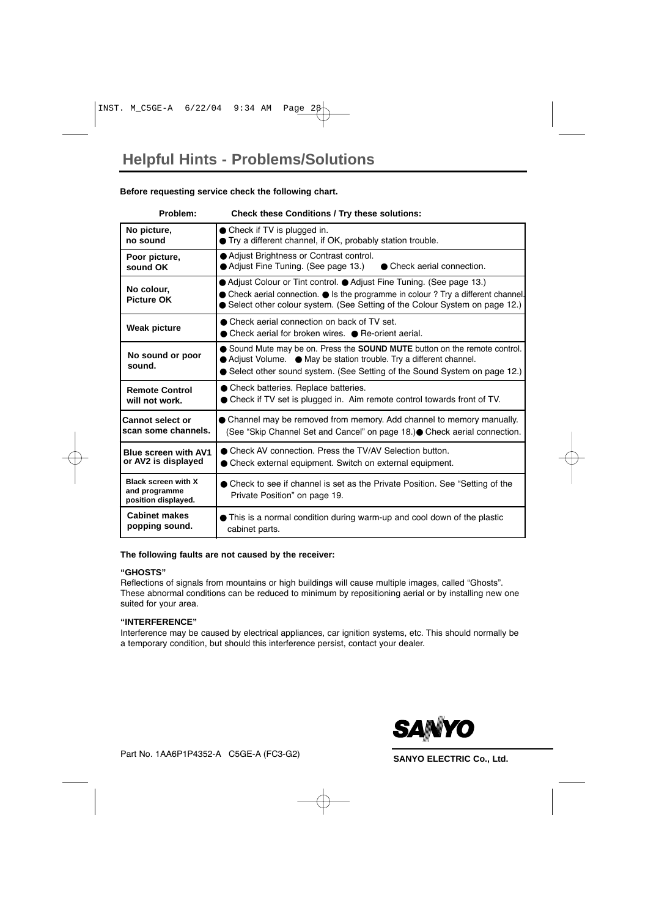# Helpful Hints - Problems/Solutions

**Before requesting service check the following chart.**

| Problem: | Check these Conditions / Try these solutions: |
|---|---|
| **No picture, no sound** | ● Check if TV is plugged in.<br>● Try a different channel, if OK, probably station trouble. |
| **Poor picture, sound OK** | ● Adjust Brightness or Contrast control.<br>● Adjust Fine Tuning. (See page 13.) ● Check aerial connection. |
| **No colour, Picture OK** | ● Adjust Colour or Tint control. ● Adjust Fine Tuning. (See page 13.)<br>● Check aerial connection. ● Is the programme in colour ? Try a different channel.<br>● Select other colour system. (See Setting of the Colour System on page 12.) |
| **Weak picture** | ● Check aerial connection on back of TV set.<br>● Check aerial for broken wires. ● Re-orient aerial. |
| **No sound or poor sound.** | ● Sound Mute may be on. Press the **SOUND MUTE** button on the remote control.<br>● Adjust Volume. ● May be station trouble. Try a different channel.<br>● Select other sound system. (See Setting of the Sound System on page 12.) |
| **Remote Control will not work.** | ● Check batteries. Replace batteries.<br>● Check if TV set is plugged in. Aim remote control towards front of TV. |
| **Cannot select or scan some channels.** | ● Channel may be removed from memory. Add channel to memory manually. (See "Skip Channel Set and Cancel" on page 18.) ● Check aerial connection. |
| **Blue screen with AV1 or AV2 is displayed** | ● Check AV connection. Press the TV/AV Selection button.<br>● Check external equipment. Switch on external equipment. |
| **Black screen with X and programme position displayed.** | ● Check to see if channel is set as the Private Position. See "Setting of the Private Position" on page 19. |
| **Cabinet makes popping sound.** | ● This is a normal condition during warm-up and cool down of the plastic cabinet parts. |

**The following faults are not caused by the receiver:**

**"GHOSTS"**

Reflections of signals from mountains or high buildings will cause multiple images, called "Ghosts". These abnormal conditions can be reduced to minimum by repositioning aerial or by installing new one suited for your area.

**"INTERFERENCE"**

Interference may be caused by electrical appliances, car ignition systems, etc. This should normally be a temporary condition, but should this interference persist, contact your dealer.

SANYO

Part No. 1AA6P1P4352-A C5GE-A (FC3-G2)

**SANYO ELECTRIC Co., Ltd.**